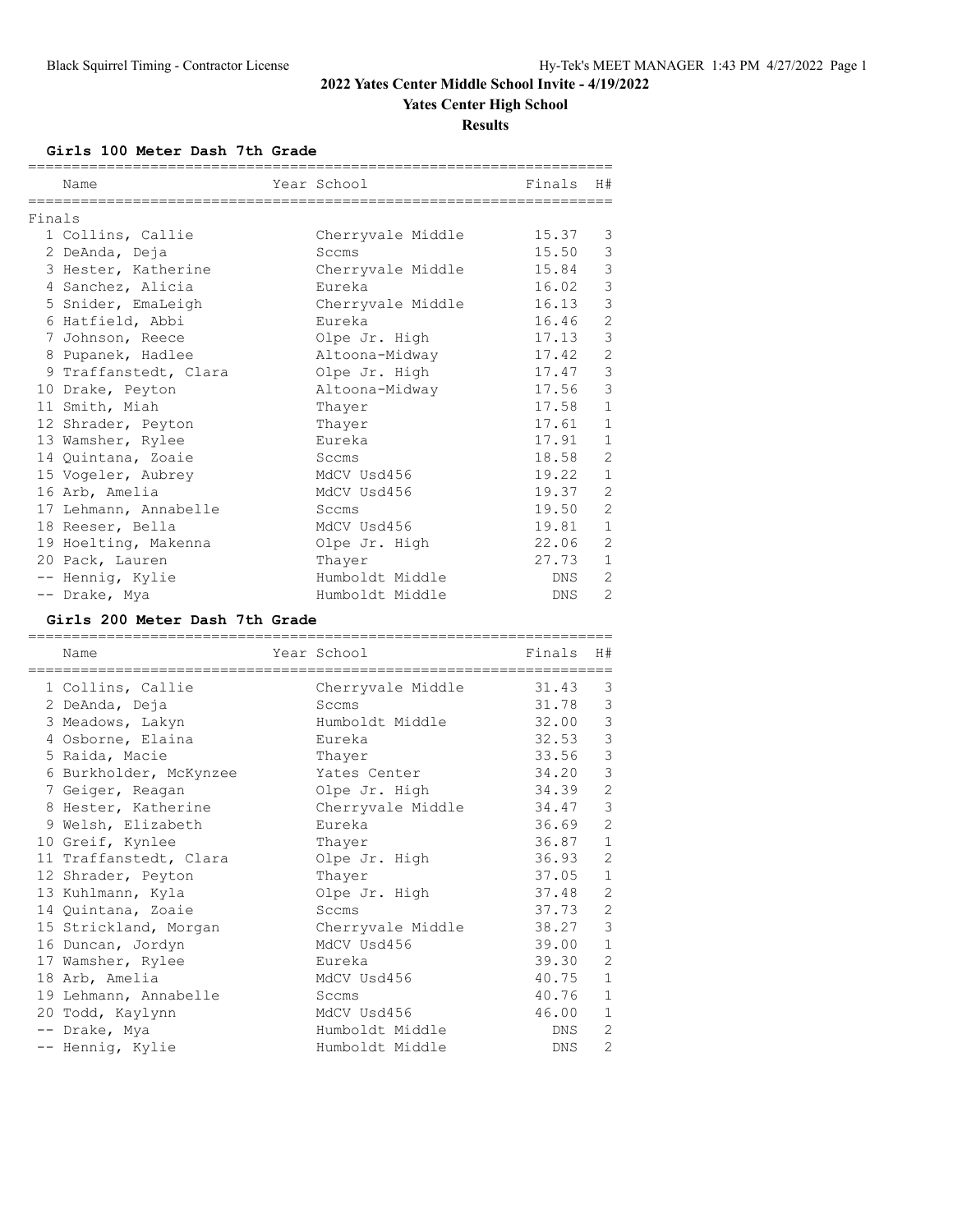## 2022 Yates Center Middle School Invite - 4/19/2022

### Yates Center High School

### Results

#### Girls 100 Meter Dash 7th Grade

| | Name | Year School | Finals | H# |
|---|---|---|---|---|
| Finals | | | | |
| 1 | Collins, Callie | Cherryvale Middle | 15.37 | 3 |
| 2 | DeAnda, Deja | Sccms | 15.50 | 3 |
| 3 | Hester, Katherine | Cherryvale Middle | 15.84 | 3 |
| 4 | Sanchez, Alicia | Eureka | 16.02 | 3 |
| 5 | Snider, EmaLeigh | Cherryvale Middle | 16.13 | 3 |
| 6 | Hatfield, Abbi | Eureka | 16.46 | 2 |
| 7 | Johnson, Reece | Olpe Jr. High | 17.13 | 3 |
| 8 | Pupanek, Hadlee | Altoona-Midway | 17.42 | 2 |
| 9 | Traffanstedt, Clara | Olpe Jr. High | 17.47 | 3 |
| 10 | Drake, Peyton | Altoona-Midway | 17.56 | 3 |
| 11 | Smith, Miah | Thayer | 17.58 | 1 |
| 12 | Shrader, Peyton | Thayer | 17.61 | 1 |
| 13 | Wamsher, Rylee | Eureka | 17.91 | 1 |
| 14 | Quintana, Zoaie | Sccms | 18.58 | 2 |
| 15 | Vogeler, Aubrey | MdCV Usd456 | 19.22 | 1 |
| 16 | Arb, Amelia | MdCV Usd456 | 19.37 | 2 |
| 17 | Lehmann, Annabelle | Sccms | 19.50 | 2 |
| 18 | Reeser, Bella | MdCV Usd456 | 19.81 | 1 |
| 19 | Hoelting, Makenna | Olpe Jr. High | 22.06 | 2 |
| 20 | Pack, Lauren | Thayer | 27.73 | 1 |
| -- | Hennig, Kylie | Humboldt Middle | DNS | 2 |
| -- | Drake, Mya | Humboldt Middle | DNS | 2 |

#### Girls 200 Meter Dash 7th Grade

| | Name | Year School | Finals | H# |
|---|---|---|---|---|
| 1 | Collins, Callie | Cherryvale Middle | 31.43 | 3 |
| 2 | DeAnda, Deja | Sccms | 31.78 | 3 |
| 3 | Meadows, Lakyn | Humboldt Middle | 32.00 | 3 |
| 4 | Osborne, Elaina | Eureka | 32.53 | 3 |
| 5 | Raida, Macie | Thayer | 33.56 | 3 |
| 6 | Burkholder, McKynzee | Yates Center | 34.20 | 3 |
| 7 | Geiger, Reagan | Olpe Jr. High | 34.39 | 2 |
| 8 | Hester, Katherine | Cherryvale Middle | 34.47 | 3 |
| 9 | Welsh, Elizabeth | Eureka | 36.69 | 2 |
| 10 | Greif, Kynlee | Thayer | 36.87 | 1 |
| 11 | Traffanstedt, Clara | Olpe Jr. High | 36.93 | 2 |
| 12 | Shrader, Peyton | Thayer | 37.05 | 1 |
| 13 | Kuhlmann, Kyla | Olpe Jr. High | 37.48 | 2 |
| 14 | Quintana, Zoaie | Sccms | 37.73 | 2 |
| 15 | Strickland, Morgan | Cherryvale Middle | 38.27 | 3 |
| 16 | Duncan, Jordyn | MdCV Usd456 | 39.00 | 1 |
| 17 | Wamsher, Rylee | Eureka | 39.30 | 2 |
| 18 | Arb, Amelia | MdCV Usd456 | 40.75 | 1 |
| 19 | Lehmann, Annabelle | Sccms | 40.76 | 1 |
| 20 | Todd, Kaylynn | MdCV Usd456 | 46.00 | 1 |
| -- | Drake, Mya | Humboldt Middle | DNS | 2 |
| -- | Hennig, Kylie | Humboldt Middle | DNS | 2 |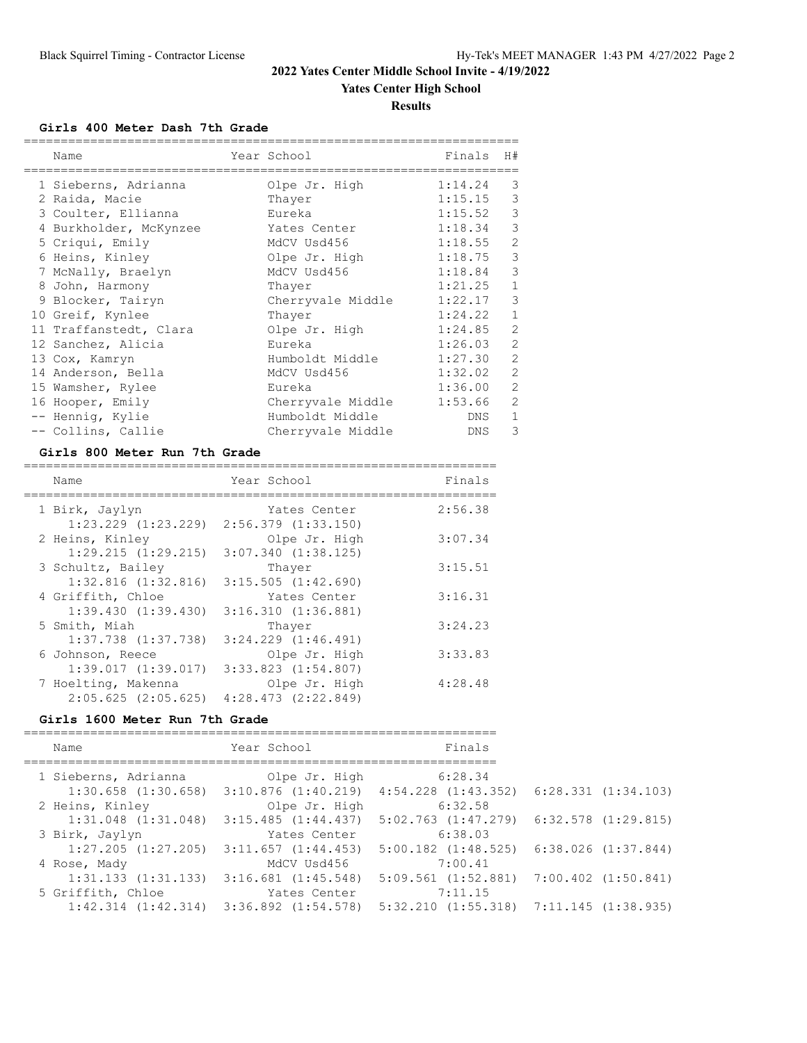# 2022 Yates Center Middle School Invite - 4/19/2022

## Yates Center High School

### Results

#### Girls 400 Meter Dash 7th Grade

| | Name | Year | School | Finals | H# |
|---|---|---|---|---|---|
| 1 | Sieberns, Adrianna | | Olpe Jr. High | 1:14.24 | 3 |
| 2 | Raida, Macie | | Thayer | 1:15.15 | 3 |
| 3 | Coulter, Ellianna | | Eureka | 1:15.52 | 3 |
| 4 | Burkholder, McKynzee | | Yates Center | 1:18.34 | 3 |
| 5 | Criqui, Emily | | MdCV Usd456 | 1:18.55 | 2 |
| 6 | Heins, Kinley | | Olpe Jr. High | 1:18.75 | 3 |
| 7 | McNally, Braelyn | | MdCV Usd456 | 1:18.84 | 3 |
| 8 | John, Harmony | | Thayer | 1:21.25 | 1 |
| 9 | Blocker, Tairyn | | Cherryvale Middle | 1:22.17 | 3 |
| 10 | Greif, Kynlee | | Thayer | 1:24.22 | 1 |
| 11 | Traffanstedt, Clara | | Olpe Jr. High | 1:24.85 | 2 |
| 12 | Sanchez, Alicia | | Eureka | 1:26.03 | 2 |
| 13 | Cox, Kamryn | | Humboldt Middle | 1:27.30 | 2 |
| 14 | Anderson, Bella | | MdCV Usd456 | 1:32.02 | 2 |
| 15 | Wamsher, Rylee | | Eureka | 1:36.00 | 2 |
| 16 | Hooper, Emily | | Cherryvale Middle | 1:53.66 | 2 |
| -- | Hennig, Kylie | | Humboldt Middle | DNS | 1 |
| -- | Collins, Callie | | Cherryvale Middle | DNS | 3 |

#### Girls 800 Meter Run 7th Grade

| | Name | Year | School | Finals |
|---|---|---|---|---|
| 1 | Birk, Jaylyn | | Yates Center | 2:56.38 |
| | 1:23.229 (1:23.229) 2:56.379 (1:33.150) | | | |
| 2 | Heins, Kinley | | Olpe Jr. High | 3:07.34 |
| | 1:29.215 (1:29.215) 3:07.340 (1:38.125) | | | |
| 3 | Schultz, Bailey | | Thayer | 3:15.51 |
| | 1:32.816 (1:32.816) 3:15.505 (1:42.690) | | | |
| 4 | Griffith, Chloe | | Yates Center | 3:16.31 |
| | 1:39.430 (1:39.430) 3:16.310 (1:36.881) | | | |
| 5 | Smith, Miah | | Thayer | 3:24.23 |
| | 1:37.738 (1:37.738) 3:24.229 (1:46.491) | | | |
| 6 | Johnson, Reece | | Olpe Jr. High | 3:33.83 |
| | 1:39.017 (1:39.017) 3:33.823 (1:54.807) | | | |
| 7 | Hoelting, Makenna | | Olpe Jr. High | 4:28.48 |
| | 2:05.625 (2:05.625) 4:28.473 (2:22.849) | | | |

#### Girls 1600 Meter Run 7th Grade

| | Name | Year | School | Finals |
|---|---|---|---|---|
| 1 | Sieberns, Adrianna | | Olpe Jr. High | 6:28.34 |
| | 1:30.658 (1:30.658) 3:10.876 (1:40.219) 4:54.228 (1:43.352) 6:28.331 (1:34.103) | | | |
| 2 | Heins, Kinley | | Olpe Jr. High | 6:32.58 |
| | 1:31.048 (1:31.048) 3:15.485 (1:44.437) 5:02.763 (1:47.279) 6:32.578 (1:29.815) | | | |
| 3 | Birk, Jaylyn | | Yates Center | 6:38.03 |
| | 1:27.205 (1:27.205) 3:11.657 (1:44.453) 5:00.182 (1:48.525) 6:38.026 (1:37.844) | | | |
| 4 | Rose, Mady | | MdCV Usd456 | 7:00.41 |
| | 1:31.133 (1:31.133) 3:16.681 (1:45.548) 5:09.561 (1:52.881) 7:00.402 (1:50.841) | | | |
| 5 | Griffith, Chloe | | Yates Center | 7:11.15 |
| | 1:42.314 (1:42.314) 3:36.892 (1:54.578) 5:32.210 (1:55.318) 7:11.145 (1:38.935) | | | |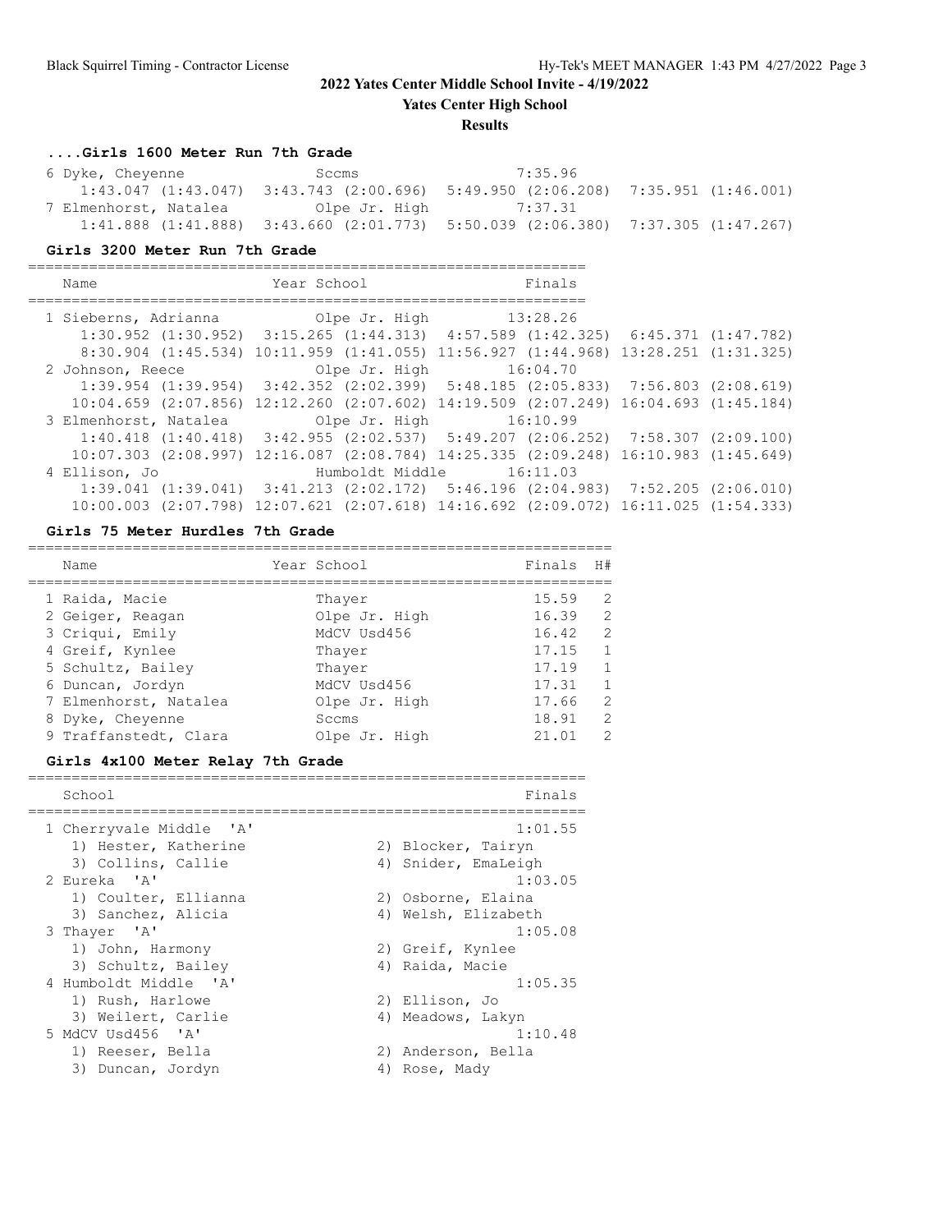# 2022 Yates Center Middle School Invite - 4/19/2022

**Yates Center High School**

**Results**

### ....Girls 1600 Meter Run 7th Grade

| Place | Name | Year | School | Finals |
|---|---|---|---|---|
| 6 | Dyke, Cheyenne | | Sccms | 7:35.96 |
| | 1:43.047 (1:43.047) 3:43.743 (2:00.696) 5:49.950 (2:06.208) 7:35.951 (1:46.001) | | | |
| 7 | Elmenhorst, Natalea | | Olpe Jr. High | 7:37.31 |
| | 1:41.888 (1:41.888) 3:43.660 (2:01.773) 5:50.039 (2:06.380) 7:37.305 (1:47.267) | | | |

### Girls 3200 Meter Run 7th Grade

| Place | Name | Year | School | Finals |
|---|---|---|---|---|
| 1 | Sieberns, Adrianna | | Olpe Jr. High | 13:28.26 |
| | 1:30.952 (1:30.952) 3:15.265 (1:44.313) 4:57.589 (1:42.325) 6:45.371 (1:47.782) | | | |
| | 8:30.904 (1:45.534) 10:11.959 (1:41.055) 11:56.927 (1:44.968) 13:28.251 (1:31.325) | | | |
| 2 | Johnson, Reece | | Olpe Jr. High | 16:04.70 |
| | 1:39.954 (1:39.954) 3:42.352 (2:02.399) 5:48.185 (2:05.833) 7:56.803 (2:08.619) | | | |
| | 10:04.659 (2:07.856) 12:12.260 (2:07.602) 14:19.509 (2:07.249) 16:04.693 (1:45.184) | | | |
| 3 | Elmenhorst, Natalea | | Olpe Jr. High | 16:10.99 |
| | 1:40.418 (1:40.418) 3:42.955 (2:02.537) 5:49.207 (2:06.252) 7:58.307 (2:09.100) | | | |
| | 10:07.303 (2:08.997) 12:16.087 (2:08.784) 14:25.335 (2:09.248) 16:10.983 (1:45.649) | | | |
| 4 | Ellison, Jo | | Humboldt Middle | 16:11.03 |
| | 1:39.041 (1:39.041) 3:41.213 (2:02.172) 5:46.196 (2:04.983) 7:52.205 (2:06.010) | | | |
| | 10:00.003 (2:07.798) 12:07.621 (2:07.618) 14:16.692 (2:09.072) 16:11.025 (1:54.333) | | | |

### Girls 75 Meter Hurdles 7th Grade

| Place | Name | Year | School | Finals | H# |
|---|---|---|---|---|---|
| 1 | Raida, Macie | | Thayer | 15.59 | 2 |
| 2 | Geiger, Reagan | | Olpe Jr. High | 16.39 | 2 |
| 3 | Criqui, Emily | | MdCV Usd456 | 16.42 | 2 |
| 4 | Greif, Kynlee | | Thayer | 17.15 | 1 |
| 5 | Schultz, Bailey | | Thayer | 17.19 | 1 |
| 6 | Duncan, Jordyn | | MdCV Usd456 | 17.31 | 1 |
| 7 | Elmenhorst, Natalea | | Olpe Jr. High | 17.66 | 2 |
| 8 | Dyke, Cheyenne | | Sccms | 18.91 | 2 |
| 9 | Traffanstedt, Clara | | Olpe Jr. High | 21.01 | 2 |

### Girls 4x100 Meter Relay 7th Grade

| Place | School | Finals |
|---|---|---|
| 1 | Cherryvale Middle 'A' | 1:01.55 |
| | 1) Hester, Katherine 2) Blocker, Tairyn 3) Collins, Callie 4) Snider, EmaLeigh | |
| 2 | Eureka 'A' | 1:03.05 |
| | 1) Coulter, Ellianna 2) Osborne, Elaina 3) Sanchez, Alicia 4) Welsh, Elizabeth | |
| 3 | Thayer 'A' | 1:05.08 |
| | 1) John, Harmony 2) Greif, Kynlee 3) Schultz, Bailey 4) Raida, Macie | |
| 4 | Humboldt Middle 'A' | 1:05.35 |
| | 1) Rush, Harlowe 2) Ellison, Jo 3) Weilert, Carlie 4) Meadows, Lakyn | |
| 5 | MdCV Usd456 'A' | 1:10.48 |
| | 1) Reeser, Bella 2) Anderson, Bella 3) Duncan, Jordyn 4) Rose, Mady | |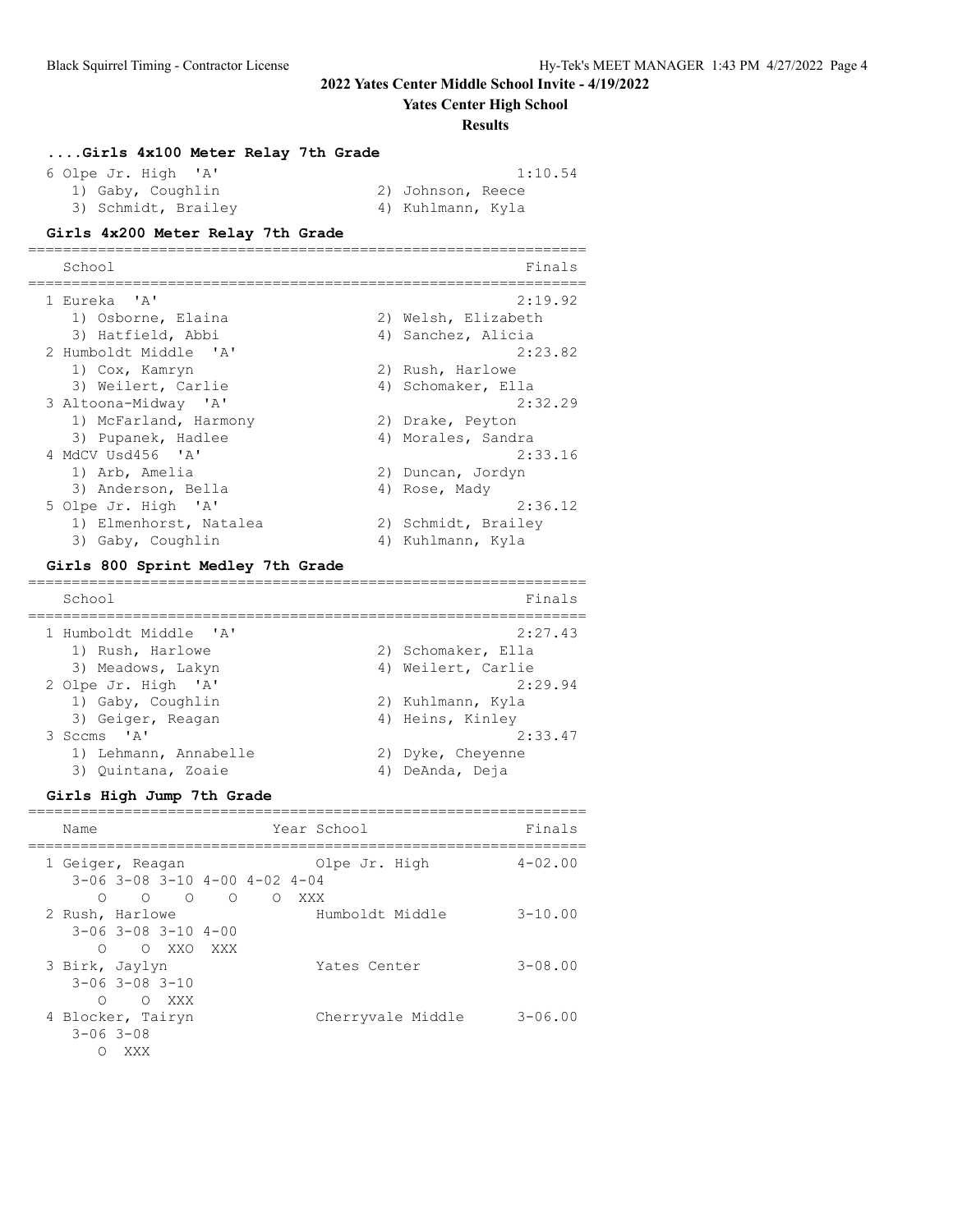## 2022 Yates Center Middle School Invite - 4/19/2022

### Yates Center High School

### Results

#### ....Girls 4x100 Meter Relay 7th Grade

```
  6 Olpe Jr. High  'A'                                    1:10.54
     1) Gaby, Coughlin                 2) Johnson, Reece
     3) Schmidt, Brailey               4) Kuhlmann, Kyla
```

#### Girls 4x200 Meter Relay 7th Grade

```
================================================================
    School                                                Finals
================================================================
  1 Eureka  'A'                                           2:19.92
     1) Osborne, Elaina                2) Welsh, Elizabeth
     3) Hatfield, Abbi                 4) Sanchez, Alicia
  2 Humboldt Middle  'A'                                  2:23.82
     1) Cox, Kamryn                    2) Rush, Harlowe
     3) Weilert, Carlie                4) Schomaker, Ella
  3 Altoona-Midway  'A'                                   2:32.29
     1) McFarland, Harmony             2) Drake, Peyton
     3) Pupanek, Hadlee                4) Morales, Sandra
  4 MdCV Usd456  'A'                                      2:33.16
     1) Arb, Amelia                    2) Duncan, Jordyn
     3) Anderson, Bella                4) Rose, Mady
  5 Olpe Jr. High  'A'                                    2:36.12
     1) Elmenhorst, Natalea            2) Schmidt, Brailey
     3) Gaby, Coughlin                 4) Kuhlmann, Kyla
```

#### Girls 800 Sprint Medley 7th Grade

```
================================================================
    School                                                Finals
================================================================
  1 Humboldt Middle  'A'                                  2:27.43
     1) Rush, Harlowe                  2) Schomaker, Ella
     3) Meadows, Lakyn                 4) Weilert, Carlie
  2 Olpe Jr. High  'A'                                    2:29.94
     1) Gaby, Coughlin                 2) Kuhlmann, Kyla
     3) Geiger, Reagan                 4) Heins, Kinley
  3 Sccms  'A'                                            2:33.47
     1) Lehmann, Annabelle             2) Dyke, Cheyenne
     3) Quintana, Zoaie                4) DeAnda, Deja
```

#### Girls High Jump 7th Grade

```
================================================================
    Name                    Year School                   Finals
================================================================
  1 Geiger, Reagan               Olpe Jr. High           4-02.00
     3-06 3-08 3-10 4-00 4-02 4-04
        O    O    O    O    O  XXX
  2 Rush, Harlowe                Humboldt Middle         3-10.00
     3-06 3-08 3-10 4-00
        O    O  XXO  XXX
  3 Birk, Jaylyn                 Yates Center            3-08.00
     3-06 3-08 3-10
        O    O  XXX
  4 Blocker, Tairyn              Cherryvale Middle       3-06.00
     3-06 3-08
        O  XXX
```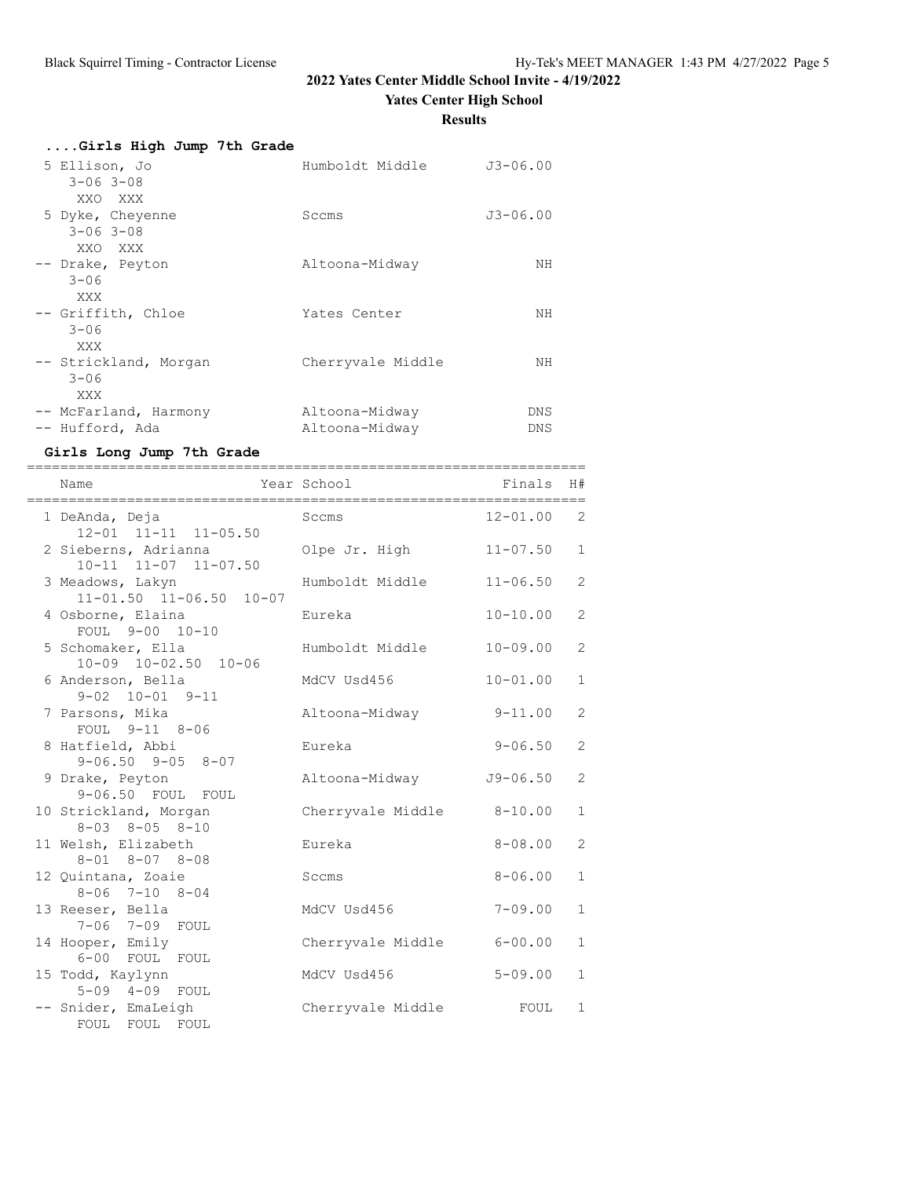## 2022 Yates Center Middle School Invite - 4/19/2022

### Yates Center High School

### Results

#### ....Girls High Jump 7th Grade

```
 5 Ellison, Jo                 Humboldt Middle      J3-06.00
    3-06 3-08
     XXO  XXX
 5 Dyke, Cheyenne              Sccms                J3-06.00
    3-06 3-08
     XXO  XXX
-- Drake, Peyton               Altoona-Midway             NH
    3-06
     XXX
-- Griffith, Chloe             Yates Center               NH
    3-06
     XXX
-- Strickland, Morgan          Cherryvale Middle          NH
    3-06
     XXX
-- McFarland, Harmony          Altoona-Midway            DNS
-- Hufford, Ada                Altoona-Midway            DNS
```

#### Girls Long Jump 7th Grade

| | Name | Year School | Finals | H# |
|---|---|---|---|---|
| 1 | DeAnda, Deja | Sccms | 12-01.00 | 2 |
| | 12-01 11-11 11-05.50 | | | |
| 2 | Sieberns, Adrianna | Olpe Jr. High | 11-07.50 | 1 |
| | 10-11 11-07 11-07.50 | | | |
| 3 | Meadows, Lakyn | Humboldt Middle | 11-06.50 | 2 |
| | 11-01.50 11-06.50 10-07 | | | |
| 4 | Osborne, Elaina | Eureka | 10-10.00 | 2 |
| | FOUL 9-00 10-10 | | | |
| 5 | Schomaker, Ella | Humboldt Middle | 10-09.00 | 2 |
| | 10-09 10-02.50 10-06 | | | |
| 6 | Anderson, Bella | MdCV Usd456 | 10-01.00 | 1 |
| | 9-02 10-01 9-11 | | | |
| 7 | Parsons, Mika | Altoona-Midway | 9-11.00 | 2 |
| | FOUL 9-11 8-06 | | | |
| 8 | Hatfield, Abbi | Eureka | 9-06.50 | 2 |
| | 9-06.50 9-05 8-07 | | | |
| 9 | Drake, Peyton | Altoona-Midway | J9-06.50 | 2 |
| | 9-06.50 FOUL FOUL | | | |
| 10 | Strickland, Morgan | Cherryvale Middle | 8-10.00 | 1 |
| | 8-03 8-05 8-10 | | | |
| 11 | Welsh, Elizabeth | Eureka | 8-08.00 | 2 |
| | 8-01 8-07 8-08 | | | |
| 12 | Quintana, Zoaie | Sccms | 8-06.00 | 1 |
| | 8-06 7-10 8-04 | | | |
| 13 | Reeser, Bella | MdCV Usd456 | 7-09.00 | 1 |
| | 7-06 7-09 FOUL | | | |
| 14 | Hooper, Emily | Cherryvale Middle | 6-00.00 | 1 |
| | 6-00 FOUL FOUL | | | |
| 15 | Todd, Kaylynn | MdCV Usd456 | 5-09.00 | 1 |
| | 5-09 4-09 FOUL | | | |
| -- | Snider, EmaLeigh | Cherryvale Middle | FOUL | 1 |
| | FOUL FOUL FOUL | | | |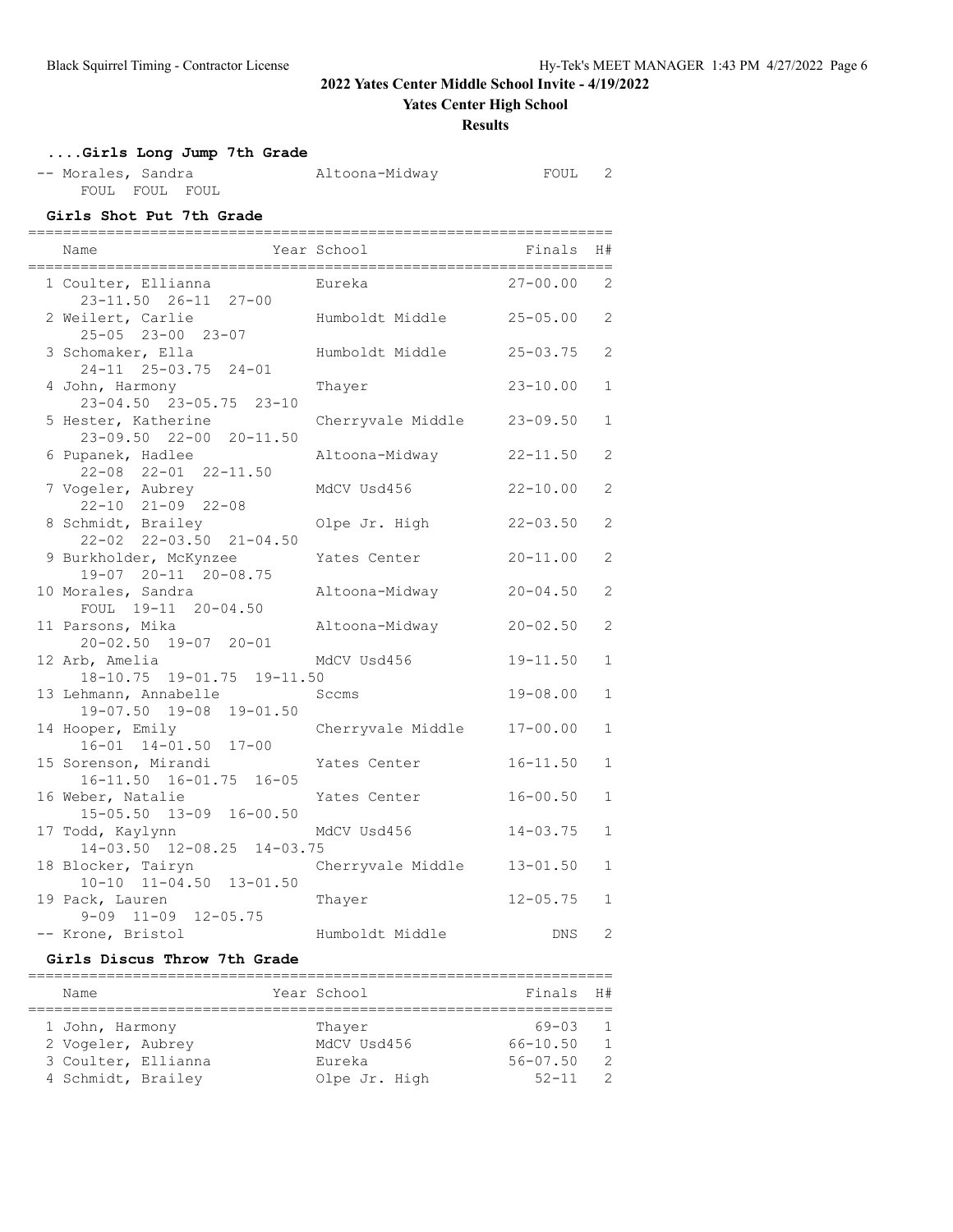## 2022 Yates Center Middle School Invite - 4/19/2022

### Yates Center High School

### Results

#### ....Girls Long Jump 7th Grade

| Place | Name | Year | School | Finals | H# |
|---|---|---|---|---|---|
| -- | Morales, Sandra | | Altoona-Midway | FOUL | 2 |
| | FOUL FOUL FOUL | | | | |

#### Girls Shot Put 7th Grade

| Place | Name | Year | School | Finals | H# |
|---|---|---|---|---|---|
| 1 | Coulter, Ellianna | | Eureka | 27-00.00 | 2 |
| | 23-11.50 26-11 27-00 | | | | |
| 2 | Weilert, Carlie | | Humboldt Middle | 25-05.00 | 2 |
| | 25-05 23-00 23-07 | | | | |
| 3 | Schomaker, Ella | | Humboldt Middle | 25-03.75 | 2 |
| | 24-11 25-03.75 24-01 | | | | |
| 4 | John, Harmony | | Thayer | 23-10.00 | 1 |
| | 23-04.50 23-05.75 23-10 | | | | |
| 5 | Hester, Katherine | | Cherryvale Middle | 23-09.50 | 1 |
| | 23-09.50 22-00 20-11.50 | | | | |
| 6 | Pupanek, Hadlee | | Altoona-Midway | 22-11.50 | 2 |
| | 22-08 22-01 22-11.50 | | | | |
| 7 | Vogeler, Aubrey | | MdCV Usd456 | 22-10.00 | 2 |
| | 22-10 21-09 22-08 | | | | |
| 8 | Schmidt, Brailey | | Olpe Jr. High | 22-03.50 | 2 |
| | 22-02 22-03.50 21-04.50 | | | | |
| 9 | Burkholder, McKynzee | | Yates Center | 20-11.00 | 2 |
| | 19-07 20-11 20-08.75 | | | | |
| 10 | Morales, Sandra | | Altoona-Midway | 20-04.50 | 2 |
| | FOUL 19-11 20-04.50 | | | | |
| 11 | Parsons, Mika | | Altoona-Midway | 20-02.50 | 2 |
| | 20-02.50 19-07 20-01 | | | | |
| 12 | Arb, Amelia | | MdCV Usd456 | 19-11.50 | 1 |
| | 18-10.75 19-01.75 19-11.50 | | | | |
| 13 | Lehmann, Annabelle | | Sccms | 19-08.00 | 1 |
| | 19-07.50 19-08 19-01.50 | | | | |
| 14 | Hooper, Emily | | Cherryvale Middle | 17-00.00 | 1 |
| | 16-01 14-01.50 17-00 | | | | |
| 15 | Sorenson, Mirandi | | Yates Center | 16-11.50 | 1 |
| | 16-11.50 16-01.75 16-05 | | | | |
| 16 | Weber, Natalie | | Yates Center | 16-00.50 | 1 |
| | 15-05.50 13-09 16-00.50 | | | | |
| 17 | Todd, Kaylynn | | MdCV Usd456 | 14-03.75 | 1 |
| | 14-03.50 12-08.25 14-03.75 | | | | |
| 18 | Blocker, Tairyn | | Cherryvale Middle | 13-01.50 | 1 |
| | 10-10 11-04.50 13-01.50 | | | | |
| 19 | Pack, Lauren | | Thayer | 12-05.75 | 1 |
| | 9-09 11-09 12-05.75 | | | | |
| -- | Krone, Bristol | | Humboldt Middle | DNS | 2 |

#### Girls Discus Throw 7th Grade

| Place | Name | Year | School | Finals | H# |
|---|---|---|---|---|---|
| 1 | John, Harmony | | Thayer | 69-03 | 1 |
| 2 | Vogeler, Aubrey | | MdCV Usd456 | 66-10.50 | 1 |
| 3 | Coulter, Ellianna | | Eureka | 56-07.50 | 2 |
| 4 | Schmidt, Brailey | | Olpe Jr. High | 52-11 | 2 |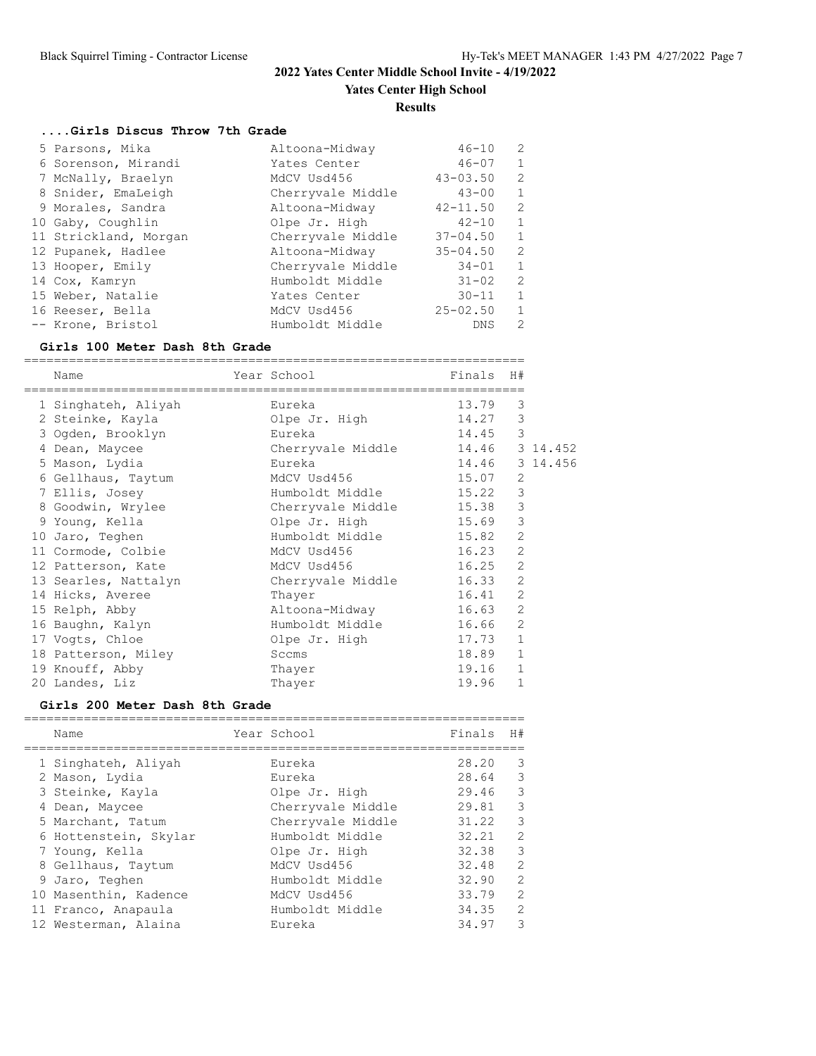## 2022 Yates Center Middle School Invite - 4/19/2022

**Yates Center High School**

**Results**

### ....Girls Discus Throw 7th Grade

| | Name | School | Finals | Flight |
|---|---|---|---|---|
| 5 | Parsons, Mika | Altoona-Midway | 46-10 | 2 |
| 6 | Sorenson, Mirandi | Yates Center | 46-07 | 1 |
| 7 | McNally, Braelyn | MdCV Usd456 | 43-03.50 | 2 |
| 8 | Snider, EmaLeigh | Cherryvale Middle | 43-00 | 1 |
| 9 | Morales, Sandra | Altoona-Midway | 42-11.50 | 2 |
| 10 | Gaby, Coughlin | Olpe Jr. High | 42-10 | 1 |
| 11 | Strickland, Morgan | Cherryvale Middle | 37-04.50 | 1 |
| 12 | Pupanek, Hadlee | Altoona-Midway | 35-04.50 | 2 |
| 13 | Hooper, Emily | Cherryvale Middle | 34-01 | 1 |
| 14 | Cox, Kamryn | Humboldt Middle | 31-02 | 2 |
| 15 | Weber, Natalie | Yates Center | 30-11 | 1 |
| 16 | Reeser, Bella | MdCV Usd456 | 25-02.50 | 1 |
| -- | Krone, Bristol | Humboldt Middle | DNS | 2 |

### Girls 100 Meter Dash 8th Grade

| | Name | Year School | Finals | H# | |
|---|---|---|---|---|---|
| 1 | Singhateh, Aliyah | Eureka | 13.79 | 3 | |
| 2 | Steinke, Kayla | Olpe Jr. High | 14.27 | 3 | |
| 3 | Ogden, Brooklyn | Eureka | 14.45 | 3 | |
| 4 | Dean, Maycee | Cherryvale Middle | 14.46 | 3 | 14.452 |
| 5 | Mason, Lydia | Eureka | 14.46 | 3 | 14.456 |
| 6 | Gellhaus, Taytum | MdCV Usd456 | 15.07 | 2 | |
| 7 | Ellis, Josey | Humboldt Middle | 15.22 | 3 | |
| 8 | Goodwin, Wrylee | Cherryvale Middle | 15.38 | 3 | |
| 9 | Young, Kella | Olpe Jr. High | 15.69 | 3 | |
| 10 | Jaro, Teghen | Humboldt Middle | 15.82 | 2 | |
| 11 | Cormode, Colbie | MdCV Usd456 | 16.23 | 2 | |
| 12 | Patterson, Kate | MdCV Usd456 | 16.25 | 2 | |
| 13 | Searles, Nattalyn | Cherryvale Middle | 16.33 | 2 | |
| 14 | Hicks, Averee | Thayer | 16.41 | 2 | |
| 15 | Relph, Abby | Altoona-Midway | 16.63 | 2 | |
| 16 | Baughn, Kalyn | Humboldt Middle | 16.66 | 2 | |
| 17 | Vogts, Chloe | Olpe Jr. High | 17.73 | 1 | |
| 18 | Patterson, Miley | Sccms | 18.89 | 1 | |
| 19 | Knouff, Abby | Thayer | 19.16 | 1 | |
| 20 | Landes, Liz | Thayer | 19.96 | 1 | |

### Girls 200 Meter Dash 8th Grade

| | Name | Year School | Finals | H# |
|---|---|---|---|---|
| 1 | Singhateh, Aliyah | Eureka | 28.20 | 3 |
| 2 | Mason, Lydia | Eureka | 28.64 | 3 |
| 3 | Steinke, Kayla | Olpe Jr. High | 29.46 | 3 |
| 4 | Dean, Maycee | Cherryvale Middle | 29.81 | 3 |
| 5 | Marchant, Tatum | Cherryvale Middle | 31.22 | 3 |
| 6 | Hottenstein, Skylar | Humboldt Middle | 32.21 | 2 |
| 7 | Young, Kella | Olpe Jr. High | 32.38 | 3 |
| 8 | Gellhaus, Taytum | MdCV Usd456 | 32.48 | 2 |
| 9 | Jaro, Teghen | Humboldt Middle | 32.90 | 2 |
| 10 | Masenthin, Kadence | MdCV Usd456 | 33.79 | 2 |
| 11 | Franco, Anapaula | Humboldt Middle | 34.35 | 2 |
| 12 | Westerman, Alaina | Eureka | 34.97 | 3 |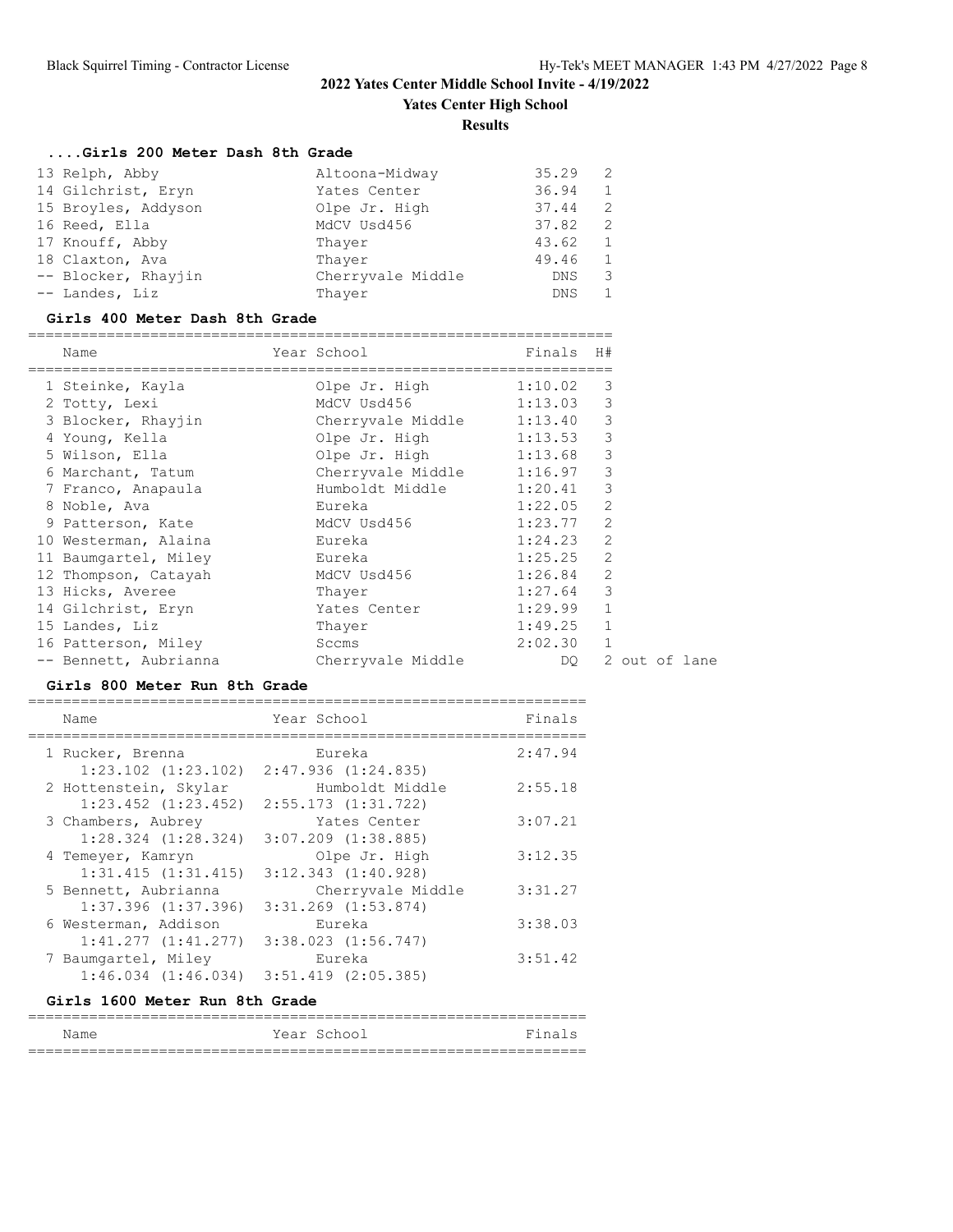## 2022 Yates Center Middle School Invite - 4/19/2022

### Yates Center High School

### Results

#### ....Girls 200 Meter Dash 8th Grade

| Place | Name | School | Finals | H# |
|---|---|---|---|---|
| 13 | Relph, Abby | Altoona-Midway | 35.29 | 2 |
| 14 | Gilchrist, Eryn | Yates Center | 36.94 | 1 |
| 15 | Broyles, Addyson | Olpe Jr. High | 37.44 | 2 |
| 16 | Reed, Ella | MdCV Usd456 | 37.82 | 2 |
| 17 | Knouff, Abby | Thayer | 43.62 | 1 |
| 18 | Claxton, Ava | Thayer | 49.46 | 1 |
| -- | Blocker, Rhayjin | Cherryvale Middle | DNS | 3 |
| -- | Landes, Liz | Thayer | DNS | 1 |

#### Girls 400 Meter Dash 8th Grade

| Place | Name | Year | School | Finals | H# | |
|---|---|---|---|---|---|---|
| 1 | Steinke, Kayla | | Olpe Jr. High | 1:10.02 | 3 | |
| 2 | Totty, Lexi | | MdCV Usd456 | 1:13.03 | 3 | |
| 3 | Blocker, Rhayjin | | Cherryvale Middle | 1:13.40 | 3 | |
| 4 | Young, Kella | | Olpe Jr. High | 1:13.53 | 3 | |
| 5 | Wilson, Ella | | Olpe Jr. High | 1:13.68 | 3 | |
| 6 | Marchant, Tatum | | Cherryvale Middle | 1:16.97 | 3 | |
| 7 | Franco, Anapaula | | Humboldt Middle | 1:20.41 | 3 | |
| 8 | Noble, Ava | | Eureka | 1:22.05 | 2 | |
| 9 | Patterson, Kate | | MdCV Usd456 | 1:23.77 | 2 | |
| 10 | Westerman, Alaina | | Eureka | 1:24.23 | 2 | |
| 11 | Baumgartel, Miley | | Eureka | 1:25.25 | 2 | |
| 12 | Thompson, Catayah | | MdCV Usd456 | 1:26.84 | 2 | |
| 13 | Hicks, Averee | | Thayer | 1:27.64 | 3 | |
| 14 | Gilchrist, Eryn | | Yates Center | 1:29.99 | 1 | |
| 15 | Landes, Liz | | Thayer | 1:49.25 | 1 | |
| 16 | Patterson, Miley | | Sccms | 2:02.30 | 1 | |
| -- | Bennett, Aubrianna | | Cherryvale Middle | DQ | 2 | out of lane |

#### Girls 800 Meter Run 8th Grade

| Place | Name | Year | School | Finals |
|---|---|---|---|---|
| 1 | Rucker, Brenna | | Eureka | 2:47.94 |
| | 1:23.102 (1:23.102) 2:47.936 (1:24.835) | | | |
| 2 | Hottenstein, Skylar | | Humboldt Middle | 2:55.18 |
| | 1:23.452 (1:23.452) 2:55.173 (1:31.722) | | | |
| 3 | Chambers, Aubrey | | Yates Center | 3:07.21 |
| | 1:28.324 (1:28.324) 3:07.209 (1:38.885) | | | |
| 4 | Temeyer, Kamryn | | Olpe Jr. High | 3:12.35 |
| | 1:31.415 (1:31.415) 3:12.343 (1:40.928) | | | |
| 5 | Bennett, Aubrianna | | Cherryvale Middle | 3:31.27 |
| | 1:37.396 (1:37.396) 3:31.269 (1:53.874) | | | |
| 6 | Westerman, Addison | | Eureka | 3:38.03 |
| | 1:41.277 (1:41.277) 3:38.023 (1:56.747) | | | |
| 7 | Baumgartel, Miley | | Eureka | 3:51.42 |
| | 1:46.034 (1:46.034) 3:51.419 (2:05.385) | | | |

#### Girls 1600 Meter Run 8th Grade

| Name | Year | School | Finals |
|---|---|---|---|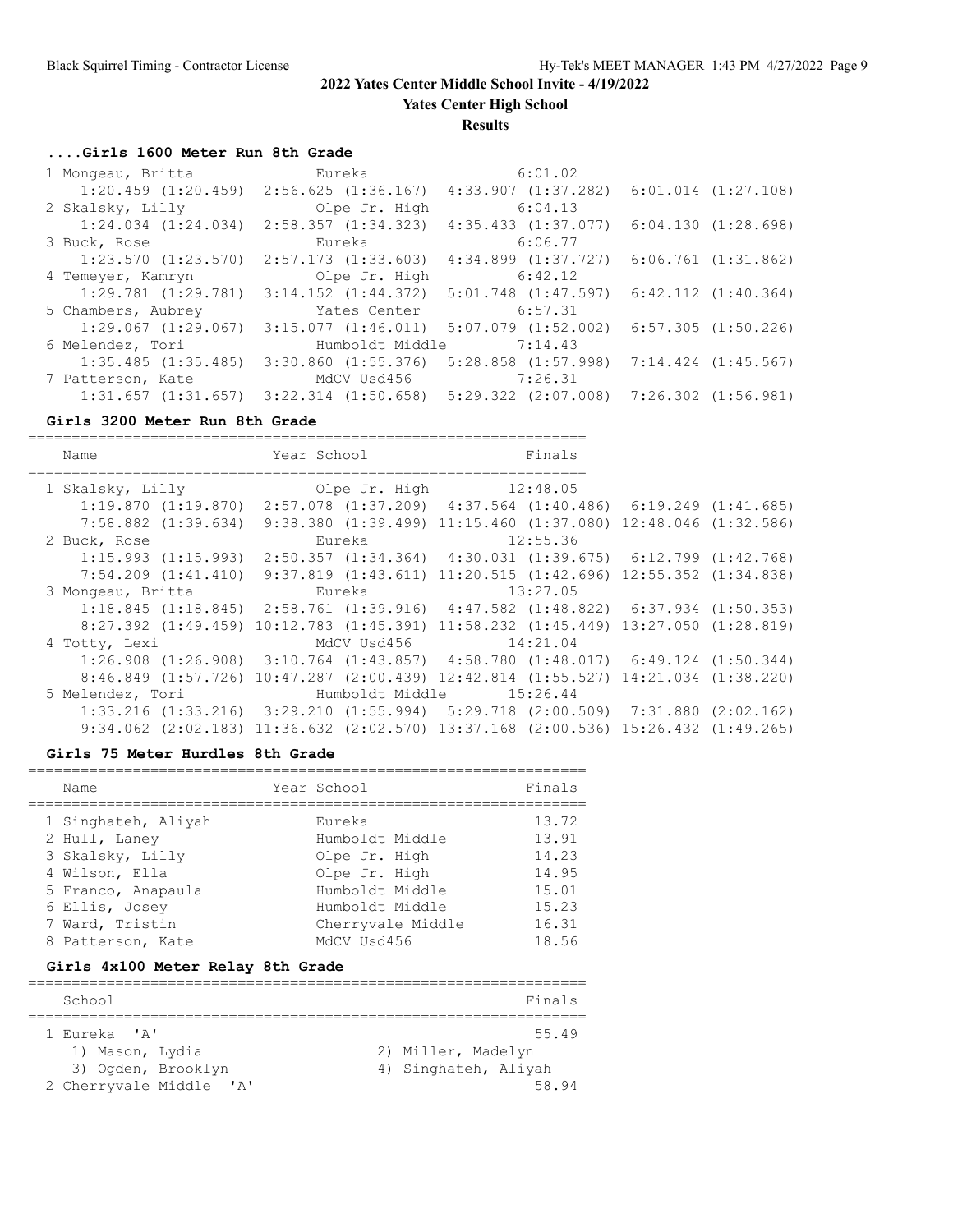# 2022 Yates Center Middle School Invite - 4/19/2022

## Yates Center High School

### Results

#### ....Girls 1600 Meter Run 8th Grade

```
  1 Mongeau, Britta             Eureka                   6:01.02
     1:20.459 (1:20.459)  2:56.625 (1:36.167)  4:33.907 (1:37.282)  6:01.014 (1:27.108)
  2 Skalsky, Lilly              Olpe Jr. High            6:04.13
     1:24.034 (1:24.034)  2:58.357 (1:34.323)  4:35.433 (1:37.077)  6:04.130 (1:28.698)
  3 Buck, Rose                  Eureka                   6:06.77
     1:23.570 (1:23.570)  2:57.173 (1:33.603)  4:34.899 (1:37.727)  6:06.761 (1:31.862)
  4 Temeyer, Kamryn             Olpe Jr. High            6:42.12
     1:29.781 (1:29.781)  3:14.152 (1:44.372)  5:01.748 (1:47.597)  6:42.112 (1:40.364)
  5 Chambers, Aubrey            Yates Center             6:57.31
     1:29.067 (1:29.067)  3:15.077 (1:46.011)  5:07.079 (1:52.002)  6:57.305 (1:50.226)
  6 Melendez, Tori              Humboldt Middle          7:14.43
     1:35.485 (1:35.485)  3:30.860 (1:55.376)  5:28.858 (1:57.998)  7:14.424 (1:45.567)
  7 Patterson, Kate             MdCV Usd456              7:26.31
     1:31.657 (1:31.657)  3:22.314 (1:50.658)  5:29.322 (2:07.008)  7:26.302 (1:56.981)
```

#### Girls 3200 Meter Run 8th Grade

```
================================================================
    Name                    Year School                  Finals
================================================================
  1 Skalsky, Lilly              Olpe Jr. High           12:48.05
     1:19.870 (1:19.870)  2:57.078 (1:37.209)  4:37.564 (1:40.486)  6:19.249 (1:41.685)
     7:58.882 (1:39.634)  9:38.380 (1:39.499) 11:15.460 (1:37.080) 12:48.046 (1:32.586)
  2 Buck, Rose                  Eureka                  12:55.36
     1:15.993 (1:15.993)  2:50.357 (1:34.364)  4:30.031 (1:39.675)  6:12.799 (1:42.768)
     7:54.209 (1:41.410)  9:37.819 (1:43.611) 11:20.515 (1:42.696) 12:55.352 (1:34.838)
  3 Mongeau, Britta             Eureka                  13:27.05
     1:18.845 (1:18.845)  2:58.761 (1:39.916)  4:47.582 (1:48.822)  6:37.934 (1:50.353)
     8:27.392 (1:49.459) 10:12.783 (1:45.391) 11:58.232 (1:45.449) 13:27.050 (1:28.819)
  4 Totty, Lexi                 MdCV Usd456             14:21.04
     1:26.908 (1:26.908)  3:10.764 (1:43.857)  4:58.780 (1:48.017)  6:49.124 (1:50.344)
     8:46.849 (1:57.726) 10:47.287 (2:00.439) 12:42.814 (1:55.527) 14:21.034 (1:38.220)
  5 Melendez, Tori              Humboldt Middle         15:26.44
     1:33.216 (1:33.216)  3:29.210 (1:55.994)  5:29.718 (2:00.509)  7:31.880 (2:02.162)
     9:34.062 (2:02.183) 11:36.632 (2:02.570) 13:37.168 (2:00.536) 15:26.432 (1:49.265)
```

#### Girls 75 Meter Hurdles 8th Grade

| Name | Year School | Finals |
|---|---|---|
| 1 Singhateh, Aliyah | Eureka | 13.72 |
| 2 Hull, Laney | Humboldt Middle | 13.91 |
| 3 Skalsky, Lilly | Olpe Jr. High | 14.23 |
| 4 Wilson, Ella | Olpe Jr. High | 14.95 |
| 5 Franco, Anapaula | Humboldt Middle | 15.01 |
| 6 Ellis, Josey | Humboldt Middle | 15.23 |
| 7 Ward, Tristin | Cherryvale Middle | 16.31 |
| 8 Patterson, Kate | MdCV Usd456 | 18.56 |

#### Girls 4x100 Meter Relay 8th Grade

```
================================================================
    School                                               Finals
================================================================
  1 Eureka  'A'                                            55.49
     1) Mason, Lydia                  2) Miller, Madelyn
     3) Ogden, Brooklyn               4) Singhateh, Aliyah
  2 Cherryvale Middle  'A'                                 58.94
```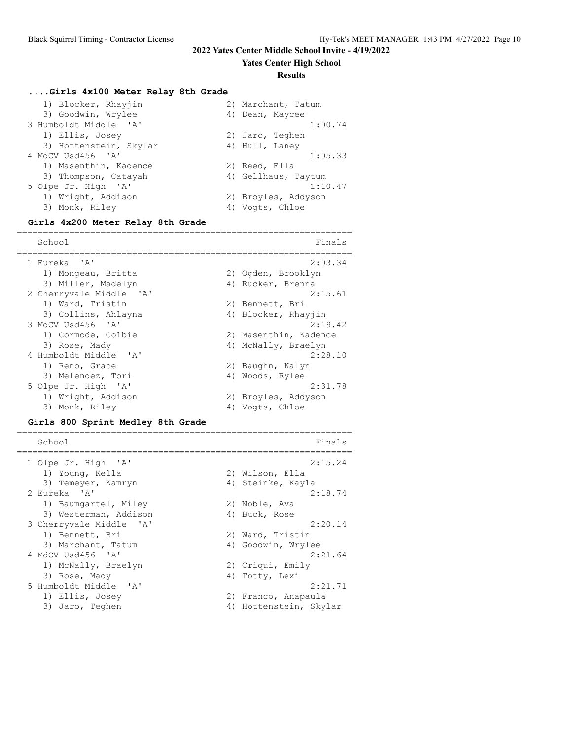## 2022 Yates Center Middle School Invite - 4/19/2022

### Yates Center High School

### Results

#### ....Girls 4x100 Meter Relay 8th Grade

```
    1) Blocker, Rhayjin               2) Marchant, Tatum
    3) Goodwin, Wrylee                4) Dean, Maycee
  3 Humboldt Middle  'A'                                1:00.74
    1) Ellis, Josey                   2) Jaro, Teghen
    3) Hottenstein, Skylar            4) Hull, Laney
  4 MdCV Usd456  'A'                                    1:05.33
    1) Masenthin, Kadence             2) Reed, Ella
    3) Thompson, Catayah              4) Gellhaus, Taytum
  5 Olpe Jr. High  'A'                                  1:10.47
    1) Wright, Addison                2) Broyles, Addyson
    3) Monk, Riley                    4) Vogts, Chloe
```

#### Girls 4x200 Meter Relay 8th Grade

```
================================================================
    School                                               Finals
================================================================
  1 Eureka  'A'                                         2:03.34
    1) Mongeau, Britta                2) Ogden, Brooklyn
    3) Miller, Madelyn                4) Rucker, Brenna
  2 Cherryvale Middle  'A'                              2:15.61
    1) Ward, Tristin                  2) Bennett, Bri
    3) Collins, Ahlayna               4) Blocker, Rhayjin
  3 MdCV Usd456  'A'                                    2:19.42
    1) Cormode, Colbie                2) Masenthin, Kadence
    3) Rose, Mady                     4) McNally, Braelyn
  4 Humboldt Middle  'A'                                2:28.10
    1) Reno, Grace                    2) Baughn, Kalyn
    3) Melendez, Tori                 4) Woods, Rylee
  5 Olpe Jr. High  'A'                                  2:31.78
    1) Wright, Addison                2) Broyles, Addyson
    3) Monk, Riley                    4) Vogts, Chloe
```

#### Girls 800 Sprint Medley 8th Grade

```
================================================================
    School                                               Finals
================================================================
  1 Olpe Jr. High  'A'                                  2:15.24
    1) Young, Kella                   2) Wilson, Ella
    3) Temeyer, Kamryn                4) Steinke, Kayla
  2 Eureka  'A'                                         2:18.74
    1) Baumgartel, Miley              2) Noble, Ava
    3) Westerman, Addison             4) Buck, Rose
  3 Cherryvale Middle  'A'                              2:20.14
    1) Bennett, Bri                   2) Ward, Tristin
    3) Marchant, Tatum                4) Goodwin, Wrylee
  4 MdCV Usd456  'A'                                    2:21.64
    1) McNally, Braelyn               2) Criqui, Emily
    3) Rose, Mady                     4) Totty, Lexi
  5 Humboldt Middle  'A'                                2:21.71
    1) Ellis, Josey                   2) Franco, Anapaula
    3) Jaro, Teghen                   4) Hottenstein, Skylar
```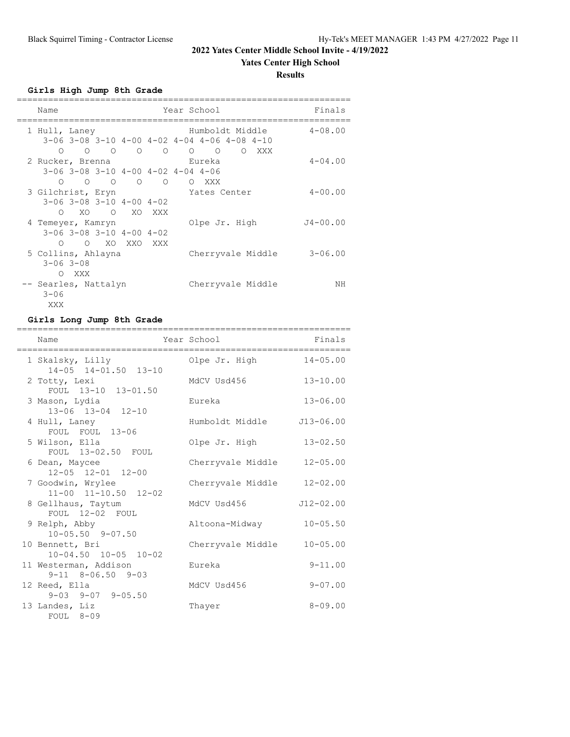## 2022 Yates Center Middle School Invite - 4/19/2022

### Yates Center High School

### Results

#### Girls High Jump 8th Grade

| Place | Name | Year | School | Finals |
|---|---|---|---|---|
| 1 | Hull, Laney | | Humboldt Middle | 4-08.00 |
| | 3-06 3-08 3-10 4-00 4-02 4-04 4-06 4-08 4-10 | | | |
| | O O O O O O O O XXX | | | |
| 2 | Rucker, Brenna | | Eureka | 4-04.00 |
| | 3-06 3-08 3-10 4-00 4-02 4-04 4-06 | | | |
| | O O O O O O XXX | | | |
| 3 | Gilchrist, Eryn | | Yates Center | 4-00.00 |
| | 3-06 3-08 3-10 4-00 4-02 | | | |
| | O XO O XO XXX | | | |
| 4 | Temeyer, Kamryn | | Olpe Jr. High | J4-00.00 |
| | 3-06 3-08 3-10 4-00 4-02 | | | |
| | O O XO XXO XXX | | | |
| 5 | Collins, Ahlayna | | Cherryvale Middle | 3-06.00 |
| | 3-06 3-08 | | | |
| | O XXX | | | |
| -- | Searles, Nattalyn | | Cherryvale Middle | NH |
| | 3-06 | | | |
| | XXX | | | |

#### Girls Long Jump 8th Grade

| Place | Name | Year | School | Finals |
|---|---|---|---|---|
| 1 | Skalsky, Lilly | | Olpe Jr. High | 14-05.00 |
| | 14-05 14-01.50 13-10 | | | |
| 2 | Totty, Lexi | | MdCV Usd456 | 13-10.00 |
| | FOUL 13-10 13-01.50 | | | |
| 3 | Mason, Lydia | | Eureka | 13-06.00 |
| | 13-06 13-04 12-10 | | | |
| 4 | Hull, Laney | | Humboldt Middle | J13-06.00 |
| | FOUL FOUL 13-06 | | | |
| 5 | Wilson, Ella | | Olpe Jr. High | 13-02.50 |
| | FOUL 13-02.50 FOUL | | | |
| 6 | Dean, Maycee | | Cherryvale Middle | 12-05.00 |
| | 12-05 12-01 12-00 | | | |
| 7 | Goodwin, Wrylee | | Cherryvale Middle | 12-02.00 |
| | 11-00 11-10.50 12-02 | | | |
| 8 | Gellhaus, Taytum | | MdCV Usd456 | J12-02.00 |
| | FOUL 12-02 FOUL | | | |
| 9 | Relph, Abby | | Altoona-Midway | 10-05.50 |
| | 10-05.50 9-07.50 | | | |
| 10 | Bennett, Bri | | Cherryvale Middle | 10-05.00 |
| | 10-04.50 10-05 10-02 | | | |
| 11 | Westerman, Addison | | Eureka | 9-11.00 |
| | 9-11 8-06.50 9-03 | | | |
| 12 | Reed, Ella | | MdCV Usd456 | 9-07.00 |
| | 9-03 9-07 9-05.50 | | | |
| 13 | Landes, Liz | | Thayer | 8-09.00 |
| | FOUL 8-09 | | | |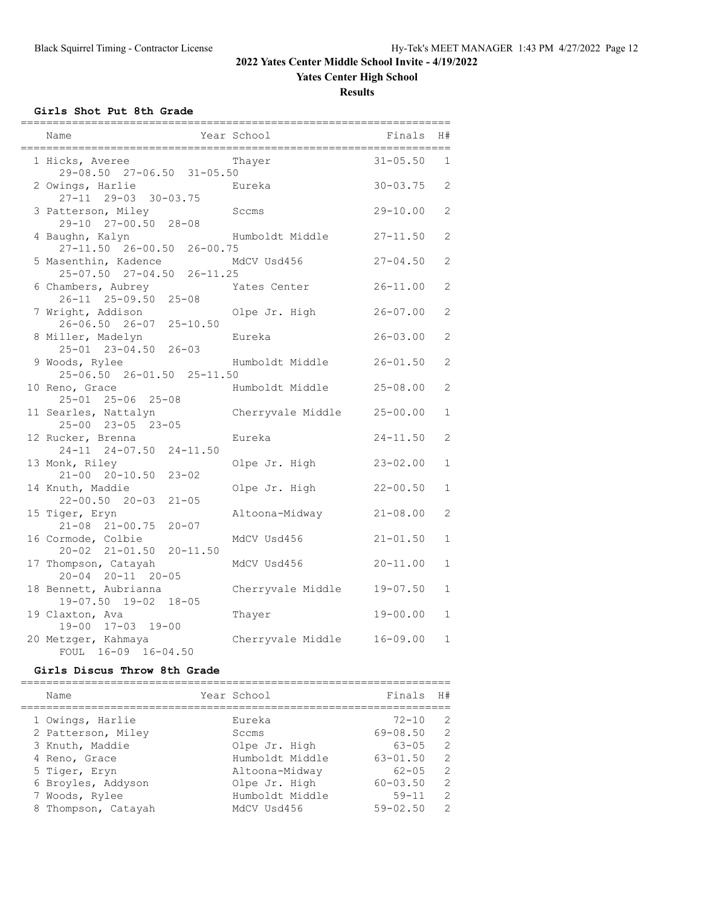# 2022 Yates Center Middle School Invite - 4/19/2022

## Yates Center High School

### Results

#### Girls Shot Put 8th Grade

| Name | Year School | Finals | H# |
|---|---|---|---|
| 1 Hicks, Averee | Thayer | 31-05.50 | 1 |
| 29-08.50 27-06.50 31-05.50 | | | |
| 2 Owings, Harlie | Eureka | 30-03.75 | 2 |
| 27-11 29-03 30-03.75 | | | |
| 3 Patterson, Miley | Sccms | 29-10.00 | 2 |
| 29-10 27-00.50 28-08 | | | |
| 4 Baughn, Kalyn | Humboldt Middle | 27-11.50 | 2 |
| 27-11.50 26-00.50 26-00.75 | | | |
| 5 Masenthin, Kadence | MdCV Usd456 | 27-04.50 | 2 |
| 25-07.50 27-04.50 26-11.25 | | | |
| 6 Chambers, Aubrey | Yates Center | 26-11.00 | 2 |
| 26-11 25-09.50 25-08 | | | |
| 7 Wright, Addison | Olpe Jr. High | 26-07.00 | 2 |
| 26-06.50 26-07 25-10.50 | | | |
| 8 Miller, Madelyn | Eureka | 26-03.00 | 2 |
| 25-01 23-04.50 26-03 | | | |
| 9 Woods, Rylee | Humboldt Middle | 26-01.50 | 2 |
| 25-06.50 26-01.50 25-11.50 | | | |
| 10 Reno, Grace | Humboldt Middle | 25-08.00 | 2 |
| 25-01 25-06 25-08 | | | |
| 11 Searles, Nattalyn | Cherryvale Middle | 25-00.00 | 1 |
| 25-00 23-05 23-05 | | | |
| 12 Rucker, Brenna | Eureka | 24-11.50 | 2 |
| 24-11 24-07.50 24-11.50 | | | |
| 13 Monk, Riley | Olpe Jr. High | 23-02.00 | 1 |
| 21-00 20-10.50 23-02 | | | |
| 14 Knuth, Maddie | Olpe Jr. High | 22-00.50 | 1 |
| 22-00.50 20-03 21-05 | | | |
| 15 Tiger, Eryn | Altoona-Midway | 21-08.00 | 2 |
| 21-08 21-00.75 20-07 | | | |
| 16 Cormode, Colbie | MdCV Usd456 | 21-01.50 | 1 |
| 20-02 21-01.50 20-11.50 | | | |
| 17 Thompson, Catayah | MdCV Usd456 | 20-11.00 | 1 |
| 20-04 20-11 20-05 | | | |
| 18 Bennett, Aubrianna | Cherryvale Middle | 19-07.50 | 1 |
| 19-07.50 19-02 18-05 | | | |
| 19 Claxton, Ava | Thayer | 19-00.00 | 1 |
| 19-00 17-03 19-00 | | | |
| 20 Metzger, Kahmaya | Cherryvale Middle | 16-09.00 | 1 |
| FOUL 16-09 16-04.50 | | | |

#### Girls Discus Throw 8th Grade

| Name | Year School | Finals | H# |
|---|---|---|---|
| 1 Owings, Harlie | Eureka | 72-10 | 2 |
| 2 Patterson, Miley | Sccms | 69-08.50 | 2 |
| 3 Knuth, Maddie | Olpe Jr. High | 63-05 | 2 |
| 4 Reno, Grace | Humboldt Middle | 63-01.50 | 2 |
| 5 Tiger, Eryn | Altoona-Midway | 62-05 | 2 |
| 6 Broyles, Addyson | Olpe Jr. High | 60-03.50 | 2 |
| 7 Woods, Rylee | Humboldt Middle | 59-11 | 2 |
| 8 Thompson, Catayah | MdCV Usd456 | 59-02.50 | 2 |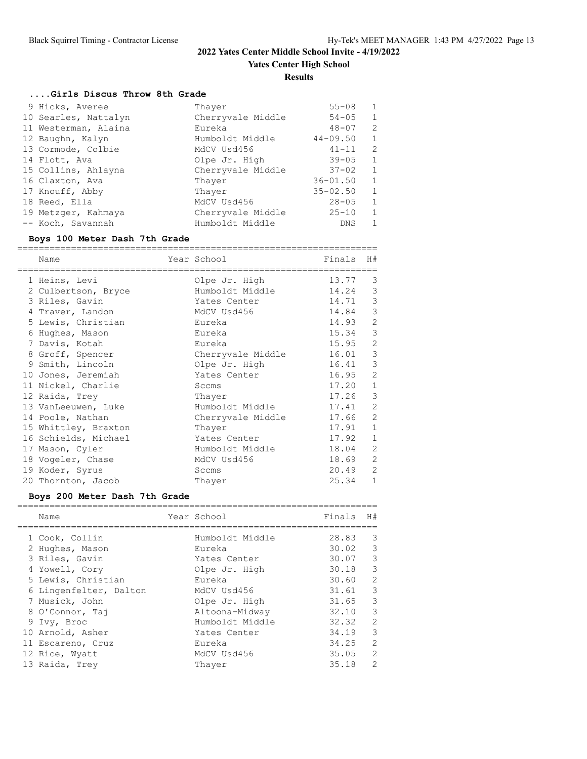# 2022 Yates Center Middle School Invite - 4/19/2022

## Yates Center High School

### Results

#### ....Girls Discus Throw 8th Grade

| Name | Year School | Finals | H# |
|---|---|---|---|
| 9 Hicks, Averee | Thayer | 55-08 | 1 |
| 10 Searles, Nattalyn | Cherryvale Middle | 54-05 | 1 |
| 11 Westerman, Alaina | Eureka | 48-07 | 2 |
| 12 Baughn, Kalyn | Humboldt Middle | 44-09.50 | 1 |
| 13 Cormode, Colbie | MdCV Usd456 | 41-11 | 2 |
| 14 Flott, Ava | Olpe Jr. High | 39-05 | 1 |
| 15 Collins, Ahlayna | Cherryvale Middle | 37-02 | 1 |
| 16 Claxton, Ava | Thayer | 36-01.50 | 1 |
| 17 Knouff, Abby | Thayer | 35-02.50 | 1 |
| 18 Reed, Ella | MdCV Usd456 | 28-05 | 1 |
| 19 Metzger, Kahmaya | Cherryvale Middle | 25-10 | 1 |
| -- Koch, Savannah | Humboldt Middle | DNS | 1 |

#### Boys 100 Meter Dash 7th Grade

| Name | Year School | Finals | H# |
|---|---|---|---|
| 1 Heins, Levi | Olpe Jr. High | 13.77 | 3 |
| 2 Culbertson, Bryce | Humboldt Middle | 14.24 | 3 |
| 3 Riles, Gavin | Yates Center | 14.71 | 3 |
| 4 Traver, Landon | MdCV Usd456 | 14.84 | 3 |
| 5 Lewis, Christian | Eureka | 14.93 | 2 |
| 6 Hughes, Mason | Eureka | 15.34 | 3 |
| 7 Davis, Kotah | Eureka | 15.95 | 2 |
| 8 Groff, Spencer | Cherryvale Middle | 16.01 | 3 |
| 9 Smith, Lincoln | Olpe Jr. High | 16.41 | 3 |
| 10 Jones, Jeremiah | Yates Center | 16.95 | 2 |
| 11 Nickel, Charlie | Sccms | 17.20 | 1 |
| 12 Raida, Trey | Thayer | 17.26 | 3 |
| 13 VanLeeuwen, Luke | Humboldt Middle | 17.41 | 2 |
| 14 Poole, Nathan | Cherryvale Middle | 17.66 | 2 |
| 15 Whittley, Braxton | Thayer | 17.91 | 1 |
| 16 Schields, Michael | Yates Center | 17.92 | 1 |
| 17 Mason, Cyler | Humboldt Middle | 18.04 | 2 |
| 18 Vogeler, Chase | MdCV Usd456 | 18.69 | 2 |
| 19 Koder, Syrus | Sccms | 20.49 | 2 |
| 20 Thornton, Jacob | Thayer | 25.34 | 1 |

#### Boys 200 Meter Dash 7th Grade

| Name | Year School | Finals | H# |
|---|---|---|---|
| 1 Cook, Collin | Humboldt Middle | 28.83 | 3 |
| 2 Hughes, Mason | Eureka | 30.02 | 3 |
| 3 Riles, Gavin | Yates Center | 30.07 | 3 |
| 4 Yowell, Cory | Olpe Jr. High | 30.18 | 3 |
| 5 Lewis, Christian | Eureka | 30.60 | 2 |
| 6 Lingenfelter, Dalton | MdCV Usd456 | 31.61 | 3 |
| 7 Musick, John | Olpe Jr. High | 31.65 | 3 |
| 8 O'Connor, Taj | Altoona-Midway | 32.10 | 3 |
| 9 Ivy, Broc | Humboldt Middle | 32.32 | 2 |
| 10 Arnold, Asher | Yates Center | 34.19 | 3 |
| 11 Escareno, Cruz | Eureka | 34.25 | 2 |
| 12 Rice, Wyatt | MdCV Usd456 | 35.05 | 2 |
| 13 Raida, Trey | Thayer | 35.18 | 2 |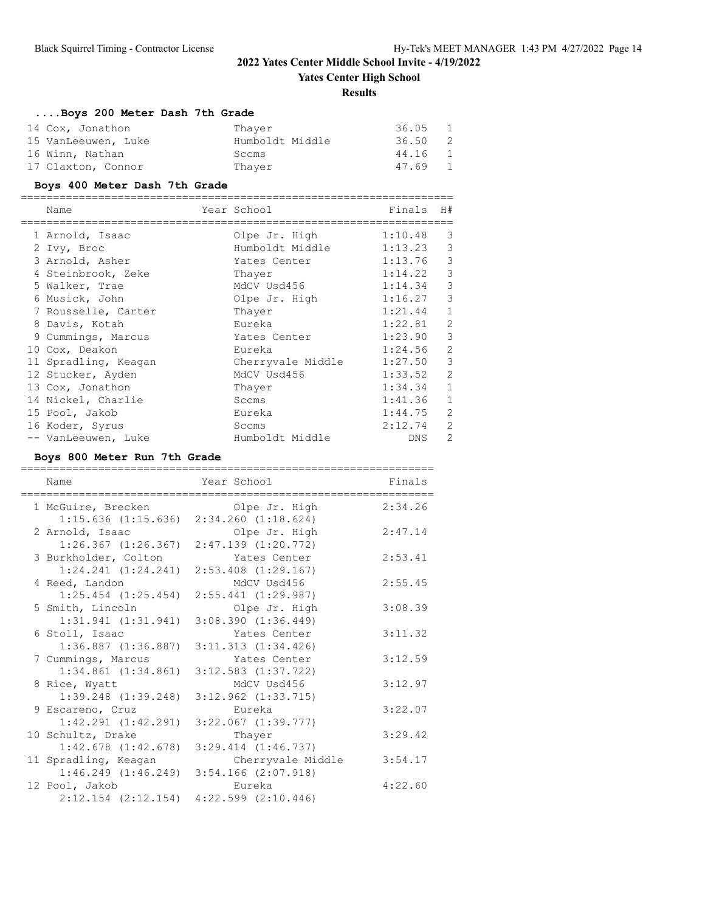# 2022 Yates Center Middle School Invite - 4/19/2022

**Yates Center High School**

**Results**

### ....Boys 200 Meter Dash 7th Grade

| Name | Year School | Finals | H# |
|---|---|---|---|
| 14 Cox, Jonathon | Thayer | 36.05 | 1 |
| 15 VanLeeuwen, Luke | Humboldt Middle | 36.50 | 2 |
| 16 Winn, Nathan | Sccms | 44.16 | 1 |
| 17 Claxton, Connor | Thayer | 47.69 | 1 |

### Boys 400 Meter Dash 7th Grade

| Name | Year School | Finals | H# |
|---|---|---|---|
| 1 Arnold, Isaac | Olpe Jr. High | 1:10.48 | 3 |
| 2 Ivy, Broc | Humboldt Middle | 1:13.23 | 3 |
| 3 Arnold, Asher | Yates Center | 1:13.76 | 3 |
| 4 Steinbrook, Zeke | Thayer | 1:14.22 | 3 |
| 5 Walker, Trae | MdCV Usd456 | 1:14.34 | 3 |
| 6 Musick, John | Olpe Jr. High | 1:16.27 | 3 |
| 7 Rousselle, Carter | Thayer | 1:21.44 | 1 |
| 8 Davis, Kotah | Eureka | 1:22.81 | 2 |
| 9 Cummings, Marcus | Yates Center | 1:23.90 | 3 |
| 10 Cox, Deakon | Eureka | 1:24.56 | 2 |
| 11 Spradling, Keagan | Cherryvale Middle | 1:27.50 | 3 |
| 12 Stucker, Ayden | MdCV Usd456 | 1:33.52 | 2 |
| 13 Cox, Jonathon | Thayer | 1:34.34 | 1 |
| 14 Nickel, Charlie | Sccms | 1:41.36 | 1 |
| 15 Pool, Jakob | Eureka | 1:44.75 | 2 |
| 16 Koder, Syrus | Sccms | 2:12.74 | 2 |
| -- VanLeeuwen, Luke | Humboldt Middle | DNS | 2 |

### Boys 800 Meter Run 7th Grade

| Name | Year School | Finals | Splits |
|---|---|---|---|
| 1 McGuire, Brecken | Olpe Jr. High | 2:34.26 | 1:15.636 (1:15.636) 2:34.260 (1:18.624) |
| 2 Arnold, Isaac | Olpe Jr. High | 2:47.14 | 1:26.367 (1:26.367) 2:47.139 (1:20.772) |
| 3 Burkholder, Colton | Yates Center | 2:53.41 | 1:24.241 (1:24.241) 2:53.408 (1:29.167) |
| 4 Reed, Landon | MdCV Usd456 | 2:55.45 | 1:25.454 (1:25.454) 2:55.441 (1:29.987) |
| 5 Smith, Lincoln | Olpe Jr. High | 3:08.39 | 1:31.941 (1:31.941) 3:08.390 (1:36.449) |
| 6 Stoll, Isaac | Yates Center | 3:11.32 | 1:36.887 (1:36.887) 3:11.313 (1:34.426) |
| 7 Cummings, Marcus | Yates Center | 3:12.59 | 1:34.861 (1:34.861) 3:12.583 (1:37.722) |
| 8 Rice, Wyatt | MdCV Usd456 | 3:12.97 | 1:39.248 (1:39.248) 3:12.962 (1:33.715) |
| 9 Escareno, Cruz | Eureka | 3:22.07 | 1:42.291 (1:42.291) 3:22.067 (1:39.777) |
| 10 Schultz, Drake | Thayer | 3:29.42 | 1:42.678 (1:42.678) 3:29.414 (1:46.737) |
| 11 Spradling, Keagan | Cherryvale Middle | 3:54.17 | 1:46.249 (1:46.249) 3:54.166 (2:07.918) |
| 12 Pool, Jakob | Eureka | 4:22.60 | 2:12.154 (2:12.154) 4:22.599 (2:10.446) |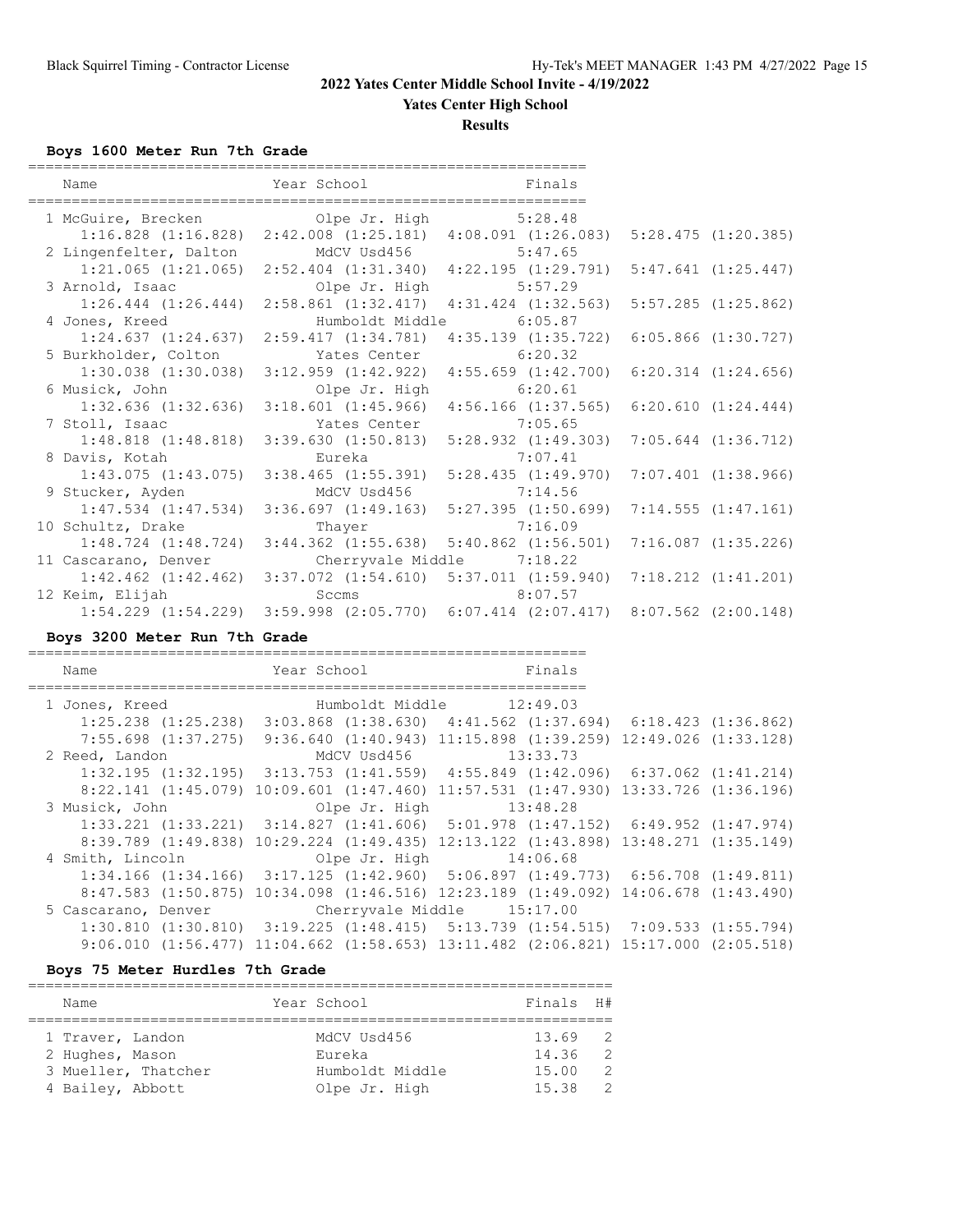## 2022 Yates Center Middle School Invite - 4/19/2022

**Yates Center High School**

**Results**

### Boys 1600 Meter Run 7th Grade

| Name | Year School | Finals |
|---|---|---|
| 1 McGuire, Brecken | Olpe Jr. High | 5:28.48 |
| 1:16.828 (1:16.828) 2:42.008 (1:25.181) 4:08.091 (1:26.083) 5:28.475 (1:20.385) | | |
| 2 Lingenfelter, Dalton | MdCV Usd456 | 5:47.65 |
| 1:21.065 (1:21.065) 2:52.404 (1:31.340) 4:22.195 (1:29.791) 5:47.641 (1:25.447) | | |
| 3 Arnold, Isaac | Olpe Jr. High | 5:57.29 |
| 1:26.444 (1:26.444) 2:58.861 (1:32.417) 4:31.424 (1:32.563) 5:57.285 (1:25.862) | | |
| 4 Jones, Kreed | Humboldt Middle | 6:05.87 |
| 1:24.637 (1:24.637) 2:59.417 (1:34.781) 4:35.139 (1:35.722) 6:05.866 (1:30.727) | | |
| 5 Burkholder, Colton | Yates Center | 6:20.32 |
| 1:30.038 (1:30.038) 3:12.959 (1:42.922) 4:55.659 (1:42.700) 6:20.314 (1:24.656) | | |
| 6 Musick, John | Olpe Jr. High | 6:20.61 |
| 1:32.636 (1:32.636) 3:18.601 (1:45.966) 4:56.166 (1:37.565) 6:20.610 (1:24.444) | | |
| 7 Stoll, Isaac | Yates Center | 7:05.65 |
| 1:48.818 (1:48.818) 3:39.630 (1:50.813) 5:28.932 (1:49.303) 7:05.644 (1:36.712) | | |
| 8 Davis, Kotah | Eureka | 7:07.41 |
| 1:43.075 (1:43.075) 3:38.465 (1:55.391) 5:28.435 (1:49.970) 7:07.401 (1:38.966) | | |
| 9 Stucker, Ayden | MdCV Usd456 | 7:14.56 |
| 1:47.534 (1:47.534) 3:36.697 (1:49.163) 5:27.395 (1:50.699) 7:14.555 (1:47.161) | | |
| 10 Schultz, Drake | Thayer | 7:16.09 |
| 1:48.724 (1:48.724) 3:44.362 (1:55.638) 5:40.862 (1:56.501) 7:16.087 (1:35.226) | | |
| 11 Cascarano, Denver | Cherryvale Middle | 7:18.22 |
| 1:42.462 (1:42.462) 3:37.072 (1:54.610) 5:37.011 (1:59.940) 7:18.212 (1:41.201) | | |
| 12 Keim, Elijah | Sccms | 8:07.57 |
| 1:54.229 (1:54.229) 3:59.998 (2:05.770) 6:07.414 (2:07.417) 8:07.562 (2:00.148) | | |

### Boys 3200 Meter Run 7th Grade

| Name | Year School | Finals |
|---|---|---|
| 1 Jones, Kreed | Humboldt Middle | 12:49.03 |
| 1:25.238 (1:25.238) 3:03.868 (1:38.630) 4:41.562 (1:37.694) 6:18.423 (1:36.862) | | |
| 7:55.698 (1:37.275) 9:36.640 (1:40.943) 11:15.898 (1:39.259) 12:49.026 (1:33.128) | | |
| 2 Reed, Landon | MdCV Usd456 | 13:33.73 |
| 1:32.195 (1:32.195) 3:13.753 (1:41.559) 4:55.849 (1:42.096) 6:37.062 (1:41.214) | | |
| 8:22.141 (1:45.079) 10:09.601 (1:47.460) 11:57.531 (1:47.930) 13:33.726 (1:36.196) | | |
| 3 Musick, John | Olpe Jr. High | 13:48.28 |
| 1:33.221 (1:33.221) 3:14.827 (1:41.606) 5:01.978 (1:47.152) 6:49.952 (1:47.974) | | |
| 8:39.789 (1:49.838) 10:29.224 (1:49.435) 12:13.122 (1:43.898) 13:48.271 (1:35.149) | | |
| 4 Smith, Lincoln | Olpe Jr. High | 14:06.68 |
| 1:34.166 (1:34.166) 3:17.125 (1:42.960) 5:06.897 (1:49.773) 6:56.708 (1:49.811) | | |
| 8:47.583 (1:50.875) 10:34.098 (1:46.516) 12:23.189 (1:49.092) 14:06.678 (1:43.490) | | |
| 5 Cascarano, Denver | Cherryvale Middle | 15:17.00 |
| 1:30.810 (1:30.810) 3:19.225 (1:48.415) 5:13.739 (1:54.515) 7:09.533 (1:55.794) | | |
| 9:06.010 (1:56.477) 11:04.662 (1:58.653) 13:11.482 (2:06.821) 15:17.000 (2:05.518) | | |

### Boys 75 Meter Hurdles 7th Grade

| Name | Year School | Finals | H# |
|---|---|---|---|
| 1 Traver, Landon | MdCV Usd456 | 13.69 | 2 |
| 2 Hughes, Mason | Eureka | 14.36 | 2 |
| 3 Mueller, Thatcher | Humboldt Middle | 15.00 | 2 |
| 4 Bailey, Abbott | Olpe Jr. High | 15.38 | 2 |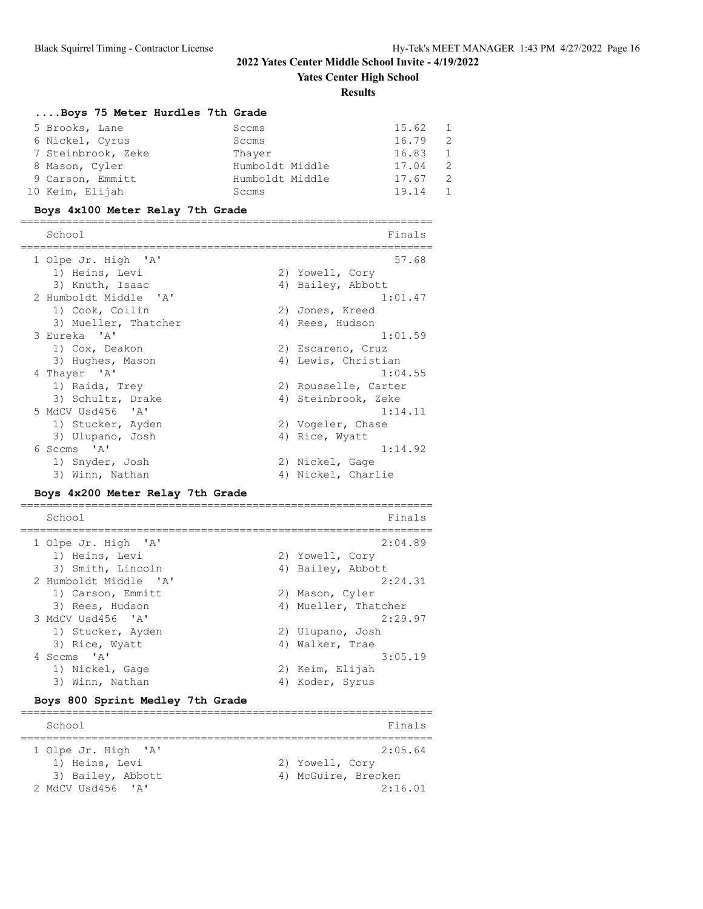## 2022 Yates Center Middle School Invite - 4/19/2022

**Yates Center High School**

**Results**

### ....Boys 75 Meter Hurdles 7th Grade

| Place | Name | School | Time | Heat |
|---|---|---|---|---|
| 5 | Brooks, Lane | Sccms | 15.62 | 1 |
| 6 | Nickel, Cyrus | Sccms | 16.79 | 2 |
| 7 | Steinbrook, Zeke | Thayer | 16.83 | 1 |
| 8 | Mason, Cyler | Humboldt Middle | 17.04 | 2 |
| 9 | Carson, Emmitt | Humboldt Middle | 17.67 | 2 |
| 10 | Keim, Elijah | Sccms | 19.14 | 1 |

### Boys 4x100 Meter Relay 7th Grade

```
================================================================
    School                                                Finals
================================================================
  1 Olpe Jr. High  'A'                                      57.68
     1) Heins, Levi                     2) Yowell, Cory
     3) Knuth, Isaac                    4) Bailey, Abbott
  2 Humboldt Middle  'A'                                  1:01.47
     1) Cook, Collin                    2) Jones, Kreed
     3) Mueller, Thatcher               4) Rees, Hudson
  3 Eureka  'A'                                           1:01.59
     1) Cox, Deakon                     2) Escareno, Cruz
     3) Hughes, Mason                   4) Lewis, Christian
  4 Thayer  'A'                                           1:04.55
     1) Raida, Trey                     2) Rousselle, Carter
     3) Schultz, Drake                  4) Steinbrook, Zeke
  5 MdCV Usd456  'A'                                      1:14.11
     1) Stucker, Ayden                  2) Vogeler, Chase
     3) Ulupano, Josh                   4) Rice, Wyatt
  6 Sccms  'A'                                            1:14.92
     1) Snyder, Josh                    2) Nickel, Gage
     3) Winn, Nathan                    4) Nickel, Charlie
```

### Boys 4x200 Meter Relay 7th Grade

```
================================================================
    School                                                Finals
================================================================
  1 Olpe Jr. High  'A'                                    2:04.89
     1) Heins, Levi                     2) Yowell, Cory
     3) Smith, Lincoln                  4) Bailey, Abbott
  2 Humboldt Middle  'A'                                  2:24.31
     1) Carson, Emmitt                  2) Mason, Cyler
     3) Rees, Hudson                    4) Mueller, Thatcher
  3 MdCV Usd456  'A'                                      2:29.97
     1) Stucker, Ayden                  2) Ulupano, Josh
     3) Rice, Wyatt                     4) Walker, Trae
  4 Sccms  'A'                                            3:05.19
     1) Nickel, Gage                    2) Keim, Elijah
     3) Winn, Nathan                    4) Koder, Syrus
```

### Boys 800 Sprint Medley 7th Grade

```
================================================================
    School                                                Finals
================================================================
  1 Olpe Jr. High  'A'                                    2:05.64
     1) Heins, Levi                     2) Yowell, Cory
     3) Bailey, Abbott                  4) McGuire, Brecken
  2 MdCV Usd456  'A'                                      2:16.01
```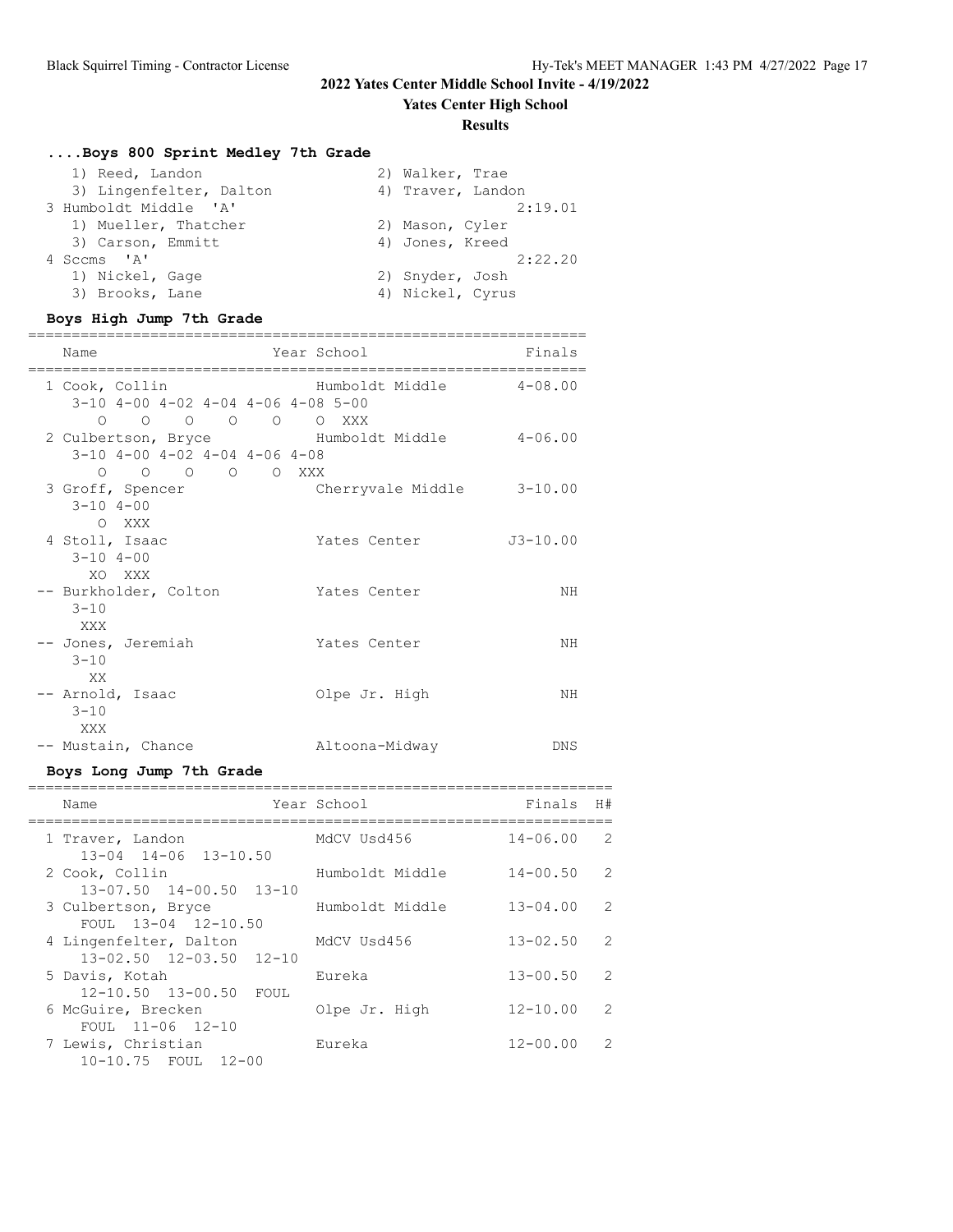**2022 Yates Center Middle School Invite - 4/19/2022**

**Yates Center High School**

**Results**

### ....Boys 800 Sprint Medley 7th Grade

```
    1) Reed, Landon                    2) Walker, Trae
    3) Lingenfelter, Dalton            4) Traver, Landon
 3 Humboldt Middle  'A'                          2:19.01
    1) Mueller, Thatcher               2) Mason, Cyler
    3) Carson, Emmitt                  4) Jones, Kreed
 4 Sccms  'A'                                    2:22.20
    1) Nickel, Gage                    2) Snyder, Josh
    3) Brooks, Lane                    4) Nickel, Cyrus
```

### Boys High Jump 7th Grade

```
================================================================
    Name                    Year School                  Finals
================================================================
  1 Cook, Collin                 Humboldt Middle        4-08.00
     3-10 4-00 4-02 4-04 4-06 4-08 5-00
        O    O    O    O    O    O  XXX
  2 Culbertson, Bryce            Humboldt Middle        4-06.00
     3-10 4-00 4-02 4-04 4-06 4-08
        O    O    O    O    O  XXX
  3 Groff, Spencer               Cherryvale Middle      3-10.00
     3-10 4-00
        O  XXX
  4 Stoll, Isaac                 Yates Center          J3-10.00
     3-10 4-00
       XO  XXX
 -- Burkholder, Colton           Yates Center                NH
     3-10
      XXX
 -- Jones, Jeremiah              Yates Center                NH
     3-10
       XX
 -- Arnold, Isaac                Olpe Jr. High               NH
     3-10
      XXX
 -- Mustain, Chance              Altoona-Midway             DNS
```

### Boys Long Jump 7th Grade

```
===================================================================
    Name                    Year School                  Finals  H#
===================================================================
  1 Traver, Landon               MdCV Usd456           14-06.00   2
     13-04  14-06  13-10.50
  2 Cook, Collin                 Humboldt Middle       14-00.50   2
     13-07.50  14-00.50  13-10
  3 Culbertson, Bryce            Humboldt Middle       13-04.00   2
     FOUL  13-04  12-10.50
  4 Lingenfelter, Dalton         MdCV Usd456           13-02.50   2
     13-02.50  12-03.50  12-10
  5 Davis, Kotah                 Eureka                13-00.50   2
     12-10.50  13-00.50  FOUL
  6 McGuire, Brecken             Olpe Jr. High         12-10.00   2
     FOUL  11-06  12-10
  7 Lewis, Christian             Eureka                12-00.00   2
     10-10.75  FOUL  12-00
```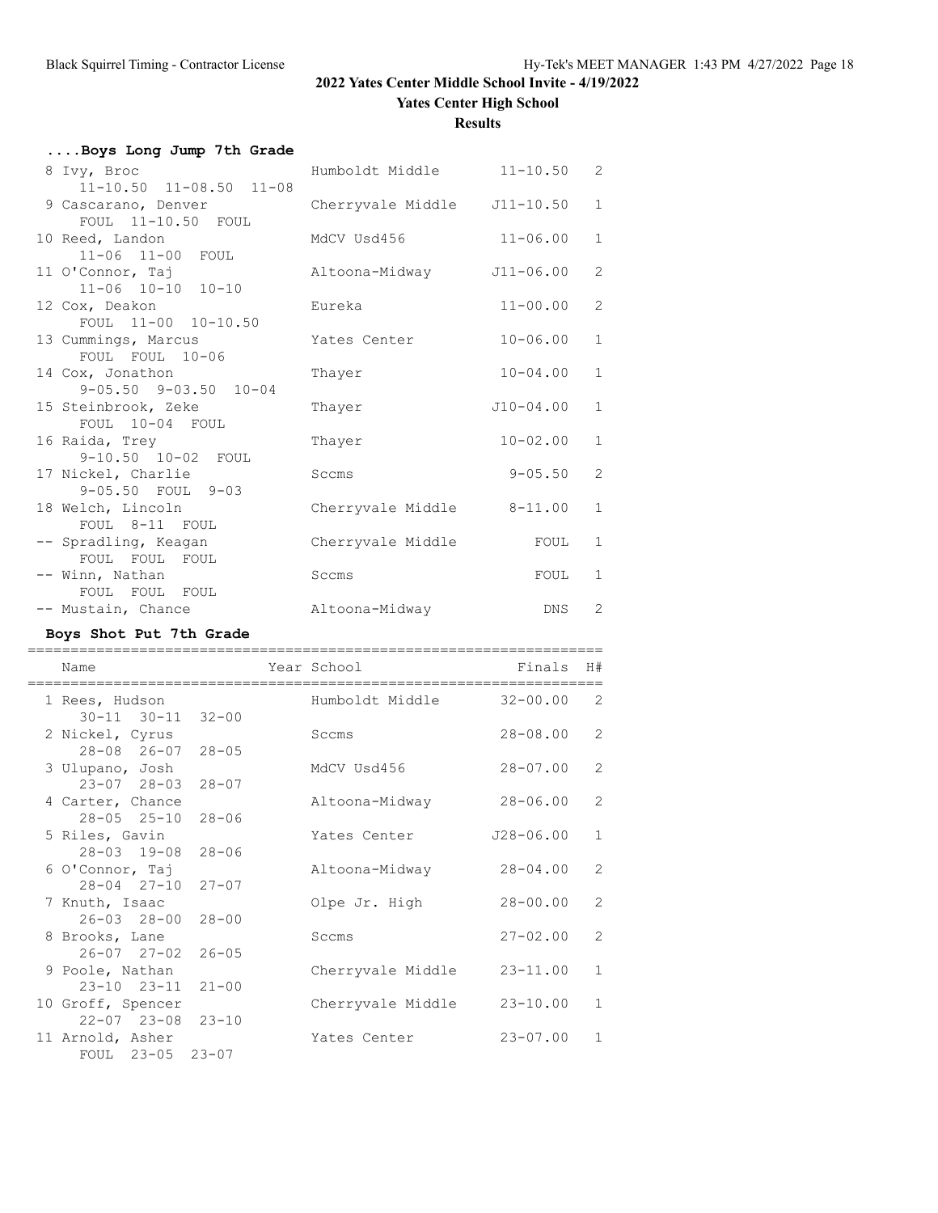## 2022 Yates Center Middle School Invite - 4/19/2022

### Yates Center High School

### Results

#### ....Boys Long Jump 7th Grade

| Place | Name | Year | School | Finals | H# |
|---|---|---|---|---|---|
| 8 | Ivy, Broc | | Humboldt Middle | 11-10.50 | 2 |
| | 11-10.50 11-08.50 11-08 | | | | |
| 9 | Cascarano, Denver | | Cherryvale Middle | J11-10.50 | 1 |
| | FOUL 11-10.50 FOUL | | | | |
| 10 | Reed, Landon | | MdCV Usd456 | 11-06.00 | 1 |
| | 11-06 11-00 FOUL | | | | |
| 11 | O'Connor, Taj | | Altoona-Midway | J11-06.00 | 2 |
| | 11-06 10-10 10-10 | | | | |
| 12 | Cox, Deakon | | Eureka | 11-00.00 | 2 |
| | FOUL 11-00 10-10.50 | | | | |
| 13 | Cummings, Marcus | | Yates Center | 10-06.00 | 1 |
| | FOUL FOUL 10-06 | | | | |
| 14 | Cox, Jonathon | | Thayer | 10-04.00 | 1 |
| | 9-05.50 9-03.50 10-04 | | | | |
| 15 | Steinbrook, Zeke | | Thayer | J10-04.00 | 1 |
| | FOUL 10-04 FOUL | | | | |
| 16 | Raida, Trey | | Thayer | 10-02.00 | 1 |
| | 9-10.50 10-02 FOUL | | | | |
| 17 | Nickel, Charlie | | Sccms | 9-05.50 | 2 |
| | 9-05.50 FOUL 9-03 | | | | |
| 18 | Welch, Lincoln | | Cherryvale Middle | 8-11.00 | 1 |
| | FOUL 8-11 FOUL | | | | |
| -- | Spradling, Keagan | | Cherryvale Middle | FOUL | 1 |
| | FOUL FOUL FOUL | | | | |
| -- | Winn, Nathan | | Sccms | FOUL | 1 |
| | FOUL FOUL FOUL | | | | |
| -- | Mustain, Chance | | Altoona-Midway | DNS | 2 |

#### Boys Shot Put 7th Grade

| Place | Name | Year | School | Finals | H# |
|---|---|---|---|---|---|
| 1 | Rees, Hudson | | Humboldt Middle | 32-00.00 | 2 |
| | 30-11 30-11 32-00 | | | | |
| 2 | Nickel, Cyrus | | Sccms | 28-08.00 | 2 |
| | 28-08 26-07 28-05 | | | | |
| 3 | Ulupano, Josh | | MdCV Usd456 | 28-07.00 | 2 |
| | 23-07 28-03 28-07 | | | | |
| 4 | Carter, Chance | | Altoona-Midway | 28-06.00 | 2 |
| | 28-05 25-10 28-06 | | | | |
| 5 | Riles, Gavin | | Yates Center | J28-06.00 | 1 |
| | 28-03 19-08 28-06 | | | | |
| 6 | O'Connor, Taj | | Altoona-Midway | 28-04.00 | 2 |
| | 28-04 27-10 27-07 | | | | |
| 7 | Knuth, Isaac | | Olpe Jr. High | 28-00.00 | 2 |
| | 26-03 28-00 28-00 | | | | |
| 8 | Brooks, Lane | | Sccms | 27-02.00 | 2 |
| | 26-07 27-02 26-05 | | | | |
| 9 | Poole, Nathan | | Cherryvale Middle | 23-11.00 | 1 |
| | 23-10 23-11 21-00 | | | | |
| 10 | Groff, Spencer | | Cherryvale Middle | 23-10.00 | 1 |
| | 22-07 23-08 23-10 | | | | |
| 11 | Arnold, Asher | | Yates Center | 23-07.00 | 1 |
| | FOUL 23-05 23-07 | | | | |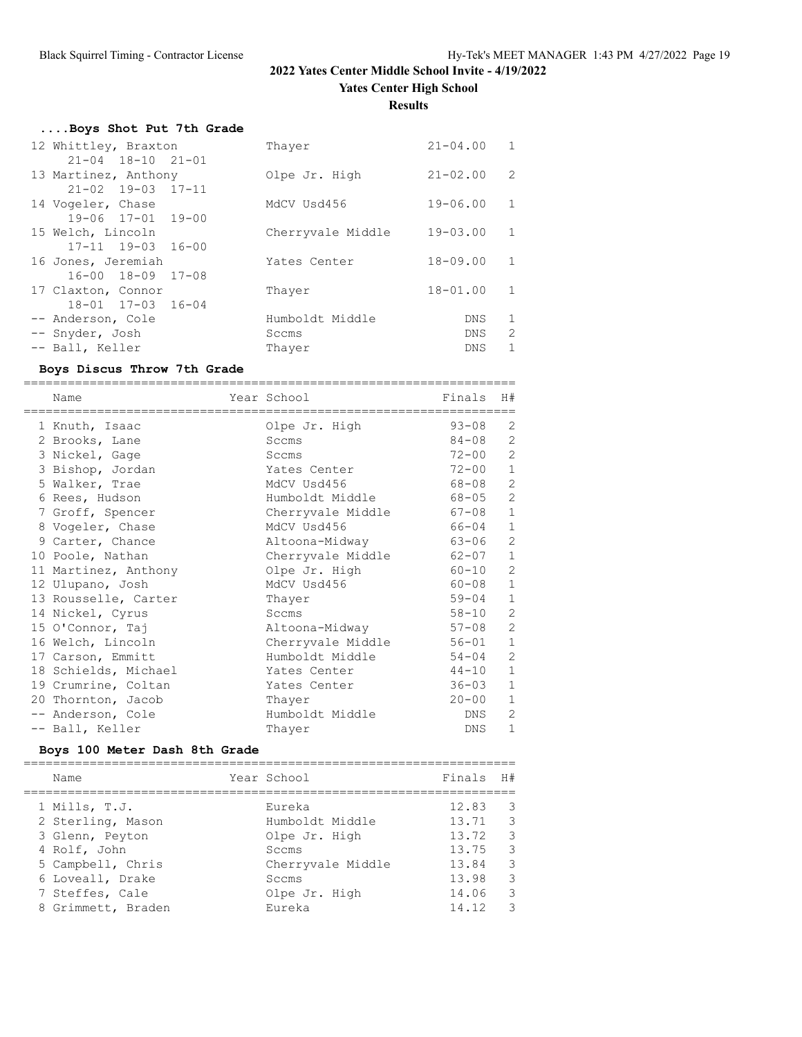## 2022 Yates Center Middle School Invite - 4/19/2022

**Yates Center High School**

**Results**

### ....Boys Shot Put 7th Grade

| Name | School | Finals | H# |
|---|---|---|---|
| 12 Whittley, Braxton | Thayer | 21-04.00 | 1 |
| 21-04  18-10  21-01 | | | |
| 13 Martinez, Anthony | Olpe Jr. High | 21-02.00 | 2 |
| 21-02  19-03  17-11 | | | |
| 14 Vogeler, Chase | MdCV Usd456 | 19-06.00 | 1 |
| 19-06  17-01  19-00 | | | |
| 15 Welch, Lincoln | Cherryvale Middle | 19-03.00 | 1 |
| 17-11  19-03  16-00 | | | |
| 16 Jones, Jeremiah | Yates Center | 18-09.00 | 1 |
| 16-00  18-09  17-08 | | | |
| 17 Claxton, Connor | Thayer | 18-01.00 | 1 |
| 18-01  17-03  16-04 | | | |
| -- Anderson, Cole | Humboldt Middle | DNS | 1 |
| -- Snyder, Josh | Sccms | DNS | 2 |
| -- Ball, Keller | Thayer | DNS | 1 |

### Boys Discus Throw 7th Grade

| Name | Year School | Finals | H# |
|---|---|---|---|
| 1 Knuth, Isaac | Olpe Jr. High | 93-08 | 2 |
| 2 Brooks, Lane | Sccms | 84-08 | 2 |
| 3 Nickel, Gage | Sccms | 72-00 | 2 |
| 3 Bishop, Jordan | Yates Center | 72-00 | 1 |
| 5 Walker, Trae | MdCV Usd456 | 68-08 | 2 |
| 6 Rees, Hudson | Humboldt Middle | 68-05 | 2 |
| 7 Groff, Spencer | Cherryvale Middle | 67-08 | 1 |
| 8 Vogeler, Chase | MdCV Usd456 | 66-04 | 1 |
| 9 Carter, Chance | Altoona-Midway | 63-06 | 2 |
| 10 Poole, Nathan | Cherryvale Middle | 62-07 | 1 |
| 11 Martinez, Anthony | Olpe Jr. High | 60-10 | 2 |
| 12 Ulupano, Josh | MdCV Usd456 | 60-08 | 1 |
| 13 Rousselle, Carter | Thayer | 59-04 | 1 |
| 14 Nickel, Cyrus | Sccms | 58-10 | 2 |
| 15 O'Connor, Taj | Altoona-Midway | 57-08 | 2 |
| 16 Welch, Lincoln | Cherryvale Middle | 56-01 | 1 |
| 17 Carson, Emmitt | Humboldt Middle | 54-04 | 2 |
| 18 Schields, Michael | Yates Center | 44-10 | 1 |
| 19 Crumrine, Coltan | Yates Center | 36-03 | 1 |
| 20 Thornton, Jacob | Thayer | 20-00 | 1 |
| -- Anderson, Cole | Humboldt Middle | DNS | 2 |
| -- Ball, Keller | Thayer | DNS | 1 |

### Boys 100 Meter Dash 8th Grade

| Name | Year School | Finals | H# |
|---|---|---|---|
| 1 Mills, T.J. | Eureka | 12.83 | 3 |
| 2 Sterling, Mason | Humboldt Middle | 13.71 | 3 |
| 3 Glenn, Peyton | Olpe Jr. High | 13.72 | 3 |
| 4 Rolf, John | Sccms | 13.75 | 3 |
| 5 Campbell, Chris | Cherryvale Middle | 13.84 | 3 |
| 6 Loveall, Drake | Sccms | 13.98 | 3 |
| 7 Steffes, Cale | Olpe Jr. High | 14.06 | 3 |
| 8 Grimmett, Braden | Eureka | 14.12 | 3 |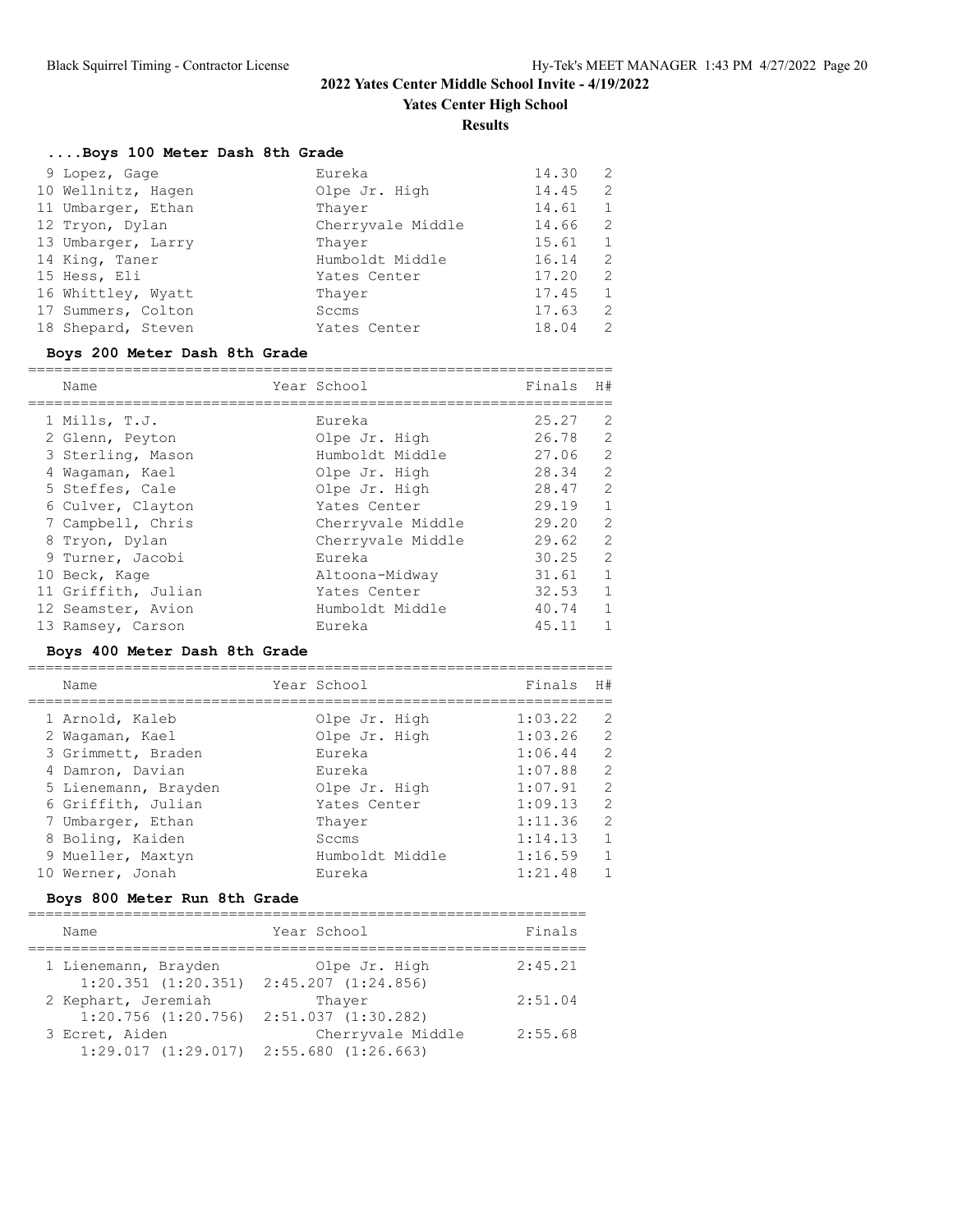# 2022 Yates Center Middle School Invite - 4/19/2022

## Yates Center High School

### Results

#### ....Boys 100 Meter Dash 8th Grade

| Place | Name | Year | School | Finals | H# |
|---|---|---|---|---|---|
| 9 | Lopez, Gage | | Eureka | 14.30 | 2 |
| 10 | Wellnitz, Hagen | | Olpe Jr. High | 14.45 | 2 |
| 11 | Umbarger, Ethan | | Thayer | 14.61 | 1 |
| 12 | Tryon, Dylan | | Cherryvale Middle | 14.66 | 2 |
| 13 | Umbarger, Larry | | Thayer | 15.61 | 1 |
| 14 | King, Taner | | Humboldt Middle | 16.14 | 2 |
| 15 | Hess, Eli | | Yates Center | 17.20 | 2 |
| 16 | Whittley, Wyatt | | Thayer | 17.45 | 1 |
| 17 | Summers, Colton | | Sccms | 17.63 | 2 |
| 18 | Shepard, Steven | | Yates Center | 18.04 | 2 |

#### Boys 200 Meter Dash 8th Grade

| Place | Name | Year | School | Finals | H# |
|---|---|---|---|---|---|
| 1 | Mills, T.J. | | Eureka | 25.27 | 2 |
| 2 | Glenn, Peyton | | Olpe Jr. High | 26.78 | 2 |
| 3 | Sterling, Mason | | Humboldt Middle | 27.06 | 2 |
| 4 | Wagaman, Kael | | Olpe Jr. High | 28.34 | 2 |
| 5 | Steffes, Cale | | Olpe Jr. High | 28.47 | 2 |
| 6 | Culver, Clayton | | Yates Center | 29.19 | 1 |
| 7 | Campbell, Chris | | Cherryvale Middle | 29.20 | 2 |
| 8 | Tryon, Dylan | | Cherryvale Middle | 29.62 | 2 |
| 9 | Turner, Jacobi | | Eureka | 30.25 | 2 |
| 10 | Beck, Kage | | Altoona-Midway | 31.61 | 1 |
| 11 | Griffith, Julian | | Yates Center | 32.53 | 1 |
| 12 | Seamster, Avion | | Humboldt Middle | 40.74 | 1 |
| 13 | Ramsey, Carson | | Eureka | 45.11 | 1 |

#### Boys 400 Meter Dash 8th Grade

| Place | Name | Year | School | Finals | H# |
|---|---|---|---|---|---|
| 1 | Arnold, Kaleb | | Olpe Jr. High | 1:03.22 | 2 |
| 2 | Wagaman, Kael | | Olpe Jr. High | 1:03.26 | 2 |
| 3 | Grimmett, Braden | | Eureka | 1:06.44 | 2 |
| 4 | Damron, Davian | | Eureka | 1:07.88 | 2 |
| 5 | Lienemann, Brayden | | Olpe Jr. High | 1:07.91 | 2 |
| 6 | Griffith, Julian | | Yates Center | 1:09.13 | 2 |
| 7 | Umbarger, Ethan | | Thayer | 1:11.36 | 2 |
| 8 | Boling, Kaiden | | Sccms | 1:14.13 | 1 |
| 9 | Mueller, Maxtyn | | Humboldt Middle | 1:16.59 | 1 |
| 10 | Werner, Jonah | | Eureka | 1:21.48 | 1 |

#### Boys 800 Meter Run 8th Grade

| Place | Name | Year | School | Finals |
|---|---|---|---|---|
| 1 | Lienemann, Brayden | | Olpe Jr. High | 2:45.21 |
| | 1:20.351 (1:20.351) | | 2:45.207 (1:24.856) | |
| 2 | Kephart, Jeremiah | | Thayer | 2:51.04 |
| | 1:20.756 (1:20.756) | | 2:51.037 (1:30.282) | |
| 3 | Ecret, Aiden | | Cherryvale Middle | 2:55.68 |
| | 1:29.017 (1:29.017) | | 2:55.680 (1:26.663) | |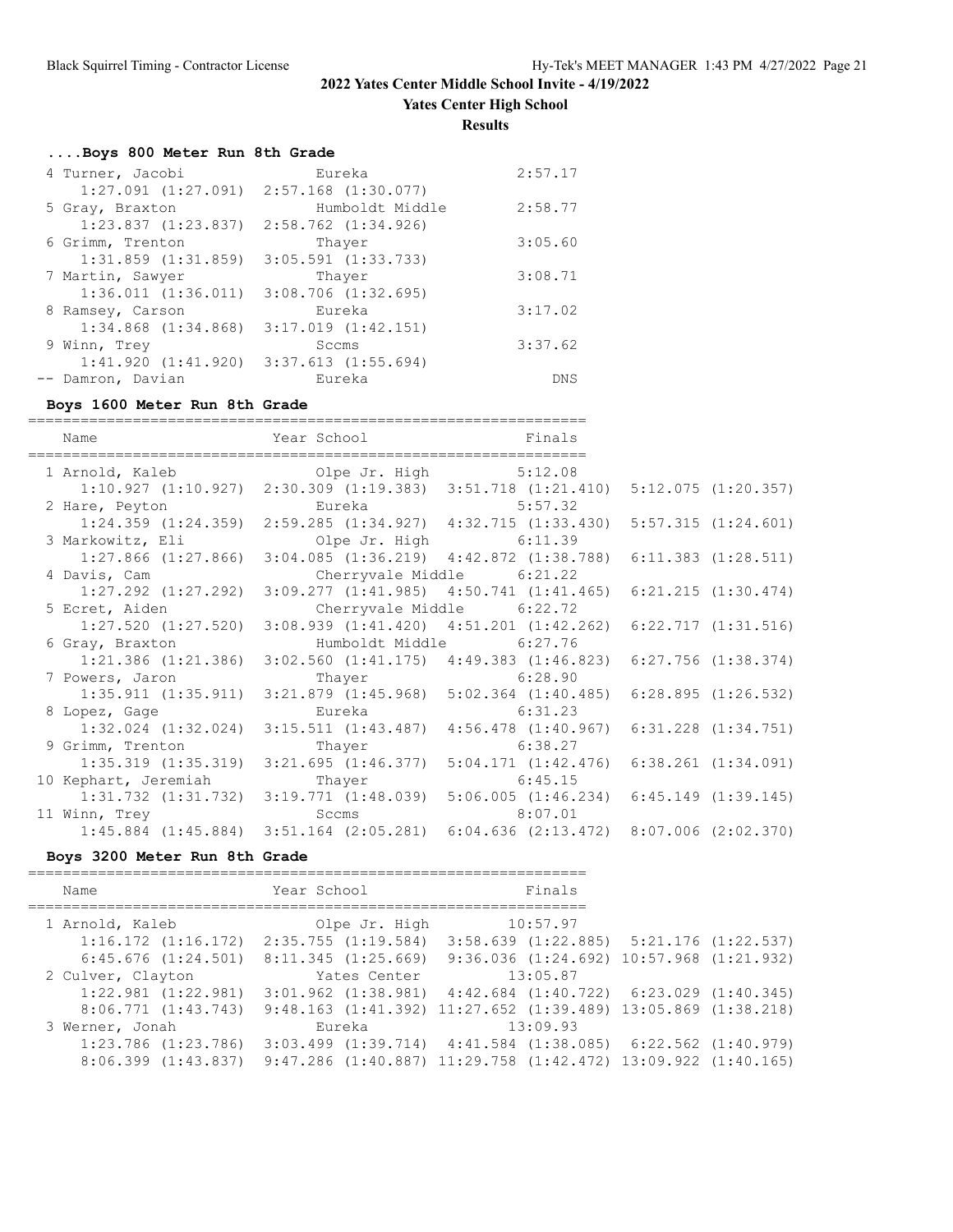# 2022 Yates Center Middle School Invite - 4/19/2022

## Yates Center High School

### Results

#### ....Boys 800 Meter Run 8th Grade

```
 4 Turner, Jacobi             Eureka                    2:57.17
     1:27.091 (1:27.091)  2:57.168 (1:30.077)
 5 Gray, Braxton              Humboldt Middle           2:58.77
     1:23.837 (1:23.837)  2:58.762 (1:34.926)
 6 Grimm, Trenton             Thayer                    3:05.60
     1:31.859 (1:31.859)  3:05.591 (1:33.733)
 7 Martin, Sawyer             Thayer                    3:08.71
     1:36.011 (1:36.011)  3:08.706 (1:32.695)
 8 Ramsey, Carson             Eureka                    3:17.02
     1:34.868 (1:34.868)  3:17.019 (1:42.151)
 9 Winn, Trey                 Sccms                     3:37.62
     1:41.920 (1:41.920)  3:37.613 (1:55.694)
-- Damron, Davian             Eureka                        DNS
```

#### Boys 1600 Meter Run 8th Grade

```
================================================================
    Name                    Year School                  Finals
================================================================
  1 Arnold, Kaleb                Olpe Jr. High          5:12.08
     1:10.927 (1:10.927)  2:30.309 (1:19.383)  3:51.718 (1:21.410)  5:12.075 (1:20.357)
  2 Hare, Peyton                 Eureka                 5:57.32
     1:24.359 (1:24.359)  2:59.285 (1:34.927)  4:32.715 (1:33.430)  5:57.315 (1:24.601)
  3 Markowitz, Eli               Olpe Jr. High          6:11.39
     1:27.866 (1:27.866)  3:04.085 (1:36.219)  4:42.872 (1:38.788)  6:11.383 (1:28.511)
  4 Davis, Cam                   Cherryvale Middle      6:21.22
     1:27.292 (1:27.292)  3:09.277 (1:41.985)  4:50.741 (1:41.465)  6:21.215 (1:30.474)
  5 Ecret, Aiden                 Cherryvale Middle      6:22.72
     1:27.520 (1:27.520)  3:08.939 (1:41.420)  4:51.201 (1:42.262)  6:22.717 (1:31.516)
  6 Gray, Braxton                Humboldt Middle        6:27.76
     1:21.386 (1:21.386)  3:02.560 (1:41.175)  4:49.383 (1:46.823)  6:27.756 (1:38.374)
  7 Powers, Jaron                Thayer                 6:28.90
     1:35.911 (1:35.911)  3:21.879 (1:45.968)  5:02.364 (1:40.485)  6:28.895 (1:26.532)
  8 Lopez, Gage                  Eureka                 6:31.23
     1:32.024 (1:32.024)  3:15.511 (1:43.487)  4:56.478 (1:40.967)  6:31.228 (1:34.751)
  9 Grimm, Trenton               Thayer                 6:38.27
     1:35.319 (1:35.319)  3:21.695 (1:46.377)  5:04.171 (1:42.476)  6:38.261 (1:34.091)
 10 Kephart, Jeremiah            Thayer                 6:45.15
     1:31.732 (1:31.732)  3:19.771 (1:48.039)  5:06.005 (1:46.234)  6:45.149 (1:39.145)
 11 Winn, Trey                   Sccms                  8:07.01
     1:45.884 (1:45.884)  3:51.164 (2:05.281)  6:04.636 (2:13.472)  8:07.006 (2:02.370)
```

#### Boys 3200 Meter Run 8th Grade

```
================================================================
    Name                    Year School                  Finals
================================================================
  1 Arnold, Kaleb                Olpe Jr. High         10:57.97
     1:16.172 (1:16.172)  2:35.755 (1:19.584)  3:58.639 (1:22.885)  5:21.176 (1:22.537)
     6:45.676 (1:24.501)  8:11.345 (1:25.669)  9:36.036 (1:24.692) 10:57.968 (1:21.932)
  2 Culver, Clayton              Yates Center          13:05.87
     1:22.981 (1:22.981)  3:01.962 (1:38.981)  4:42.684 (1:40.722)  6:23.029 (1:40.345)
     8:06.771 (1:43.743)  9:48.163 (1:41.392) 11:27.652 (1:39.489) 13:05.869 (1:38.218)
  3 Werner, Jonah                Eureka                13:09.93
     1:23.786 (1:23.786)  3:03.499 (1:39.714)  4:41.584 (1:38.085)  6:22.562 (1:40.979)
     8:06.399 (1:43.837)  9:47.286 (1:40.887) 11:29.758 (1:42.472) 13:09.922 (1:40.165)
```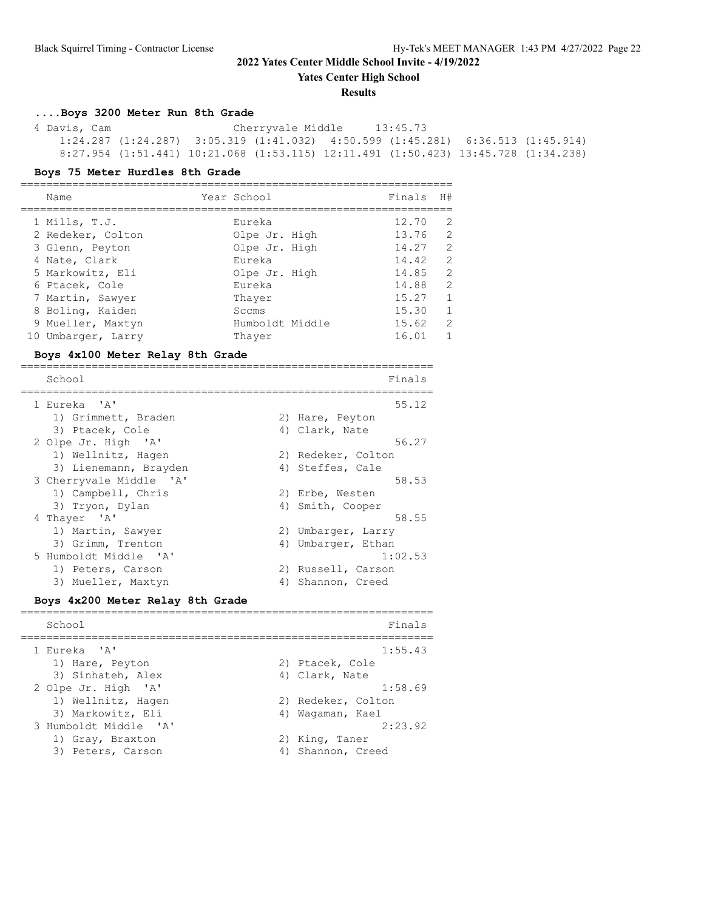## 2022 Yates Center Middle School Invite - 4/19/2022

**Yates Center High School**

**Results**

### ....Boys 3200 Meter Run 8th Grade

```
 4 Davis, Cam                      Cherryvale Middle      13:45.73
    1:24.287 (1:24.287)  3:05.319 (1:41.032)  4:50.599 (1:45.281)  6:36.513 (1:45.914)
    8:27.954 (1:51.441) 10:21.068 (1:53.115) 12:11.491 (1:50.423) 13:45.728 (1:34.238)
```

### Boys 75 Meter Hurdles 8th Grade

| | Name | Year | School | Finals | H# |
|---|---|---|---|---|---|
| 1 | Mills, T.J. | | Eureka | 12.70 | 2 |
| 2 | Redeker, Colton | | Olpe Jr. High | 13.76 | 2 |
| 3 | Glenn, Peyton | | Olpe Jr. High | 14.27 | 2 |
| 4 | Nate, Clark | | Eureka | 14.42 | 2 |
| 5 | Markowitz, Eli | | Olpe Jr. High | 14.85 | 2 |
| 6 | Ptacek, Cole | | Eureka | 14.88 | 2 |
| 7 | Martin, Sawyer | | Thayer | 15.27 | 1 |
| 8 | Boling, Kaiden | | Sccms | 15.30 | 1 |
| 9 | Mueller, Maxtyn | | Humboldt Middle | 15.62 | 2 |
| 10 | Umbarger, Larry | | Thayer | 16.01 | 1 |

### Boys 4x100 Meter Relay 8th Grade

```
=================================================================
    School                                                 Finals
=================================================================
  1 Eureka  'A'                                             55.12
     1) Grimmett, Braden                2) Hare, Peyton
     3) Ptacek, Cole                    4) Clark, Nate
  2 Olpe Jr. High  'A'                                      56.27
     1) Wellnitz, Hagen                 2) Redeker, Colton
     3) Lienemann, Brayden              4) Steffes, Cale
  3 Cherryvale Middle  'A'                                  58.53
     1) Campbell, Chris                 2) Erbe, Westen
     3) Tryon, Dylan                    4) Smith, Cooper
  4 Thayer  'A'                                             58.55
     1) Martin, Sawyer                  2) Umbarger, Larry
     3) Grimm, Trenton                  4) Umbarger, Ethan
  5 Humboldt Middle  'A'                                  1:02.53
     1) Peters, Carson                  2) Russell, Carson
     3) Mueller, Maxtyn                 4) Shannon, Creed
```

### Boys 4x200 Meter Relay 8th Grade

```
=================================================================
    School                                                 Finals
=================================================================
  1 Eureka  'A'                                           1:55.43
     1) Hare, Peyton                    2) Ptacek, Cole
     3) Sinhateh, Alex                  4) Clark, Nate
  2 Olpe Jr. High  'A'                                    1:58.69
     1) Wellnitz, Hagen                 2) Redeker, Colton
     3) Markowitz, Eli                  4) Wagaman, Kael
  3 Humboldt Middle  'A'                                  2:23.92
     1) Gray, Braxton                   2) King, Taner
     3) Peters, Carson                  4) Shannon, Creed
```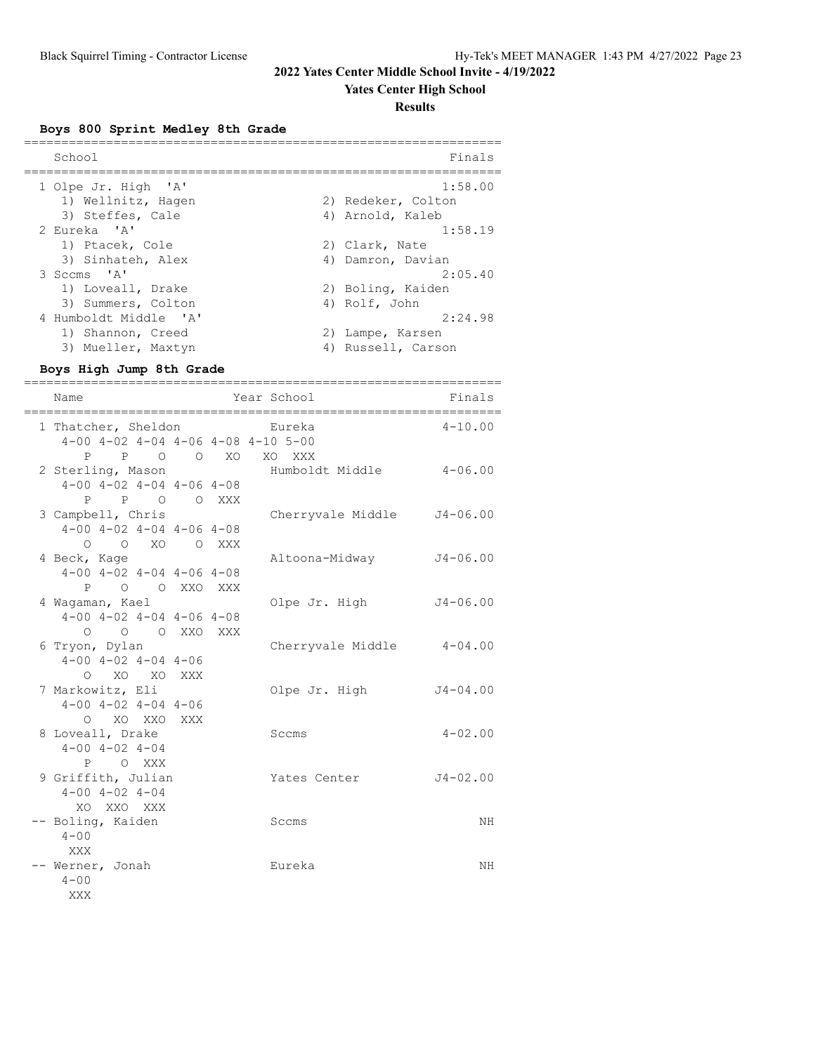## 2022 Yates Center Middle School Invite - 4/19/2022

### Yates Center High School

### Results

**Boys 800 Sprint Medley 8th Grade**

| School | | Finals |
|---|---|---|
| 1 Olpe Jr. High 'A' | | 1:58.00 |
| 1) Wellnitz, Hagen | 2) Redeker, Colton | |
| 3) Steffes, Cale | 4) Arnold, Kaleb | |
| 2 Eureka 'A' | | 1:58.19 |
| 1) Ptacek, Cole | 2) Clark, Nate | |
| 3) Sinhateh, Alex | 4) Damron, Davian | |
| 3 Sccms 'A' | | 2:05.40 |
| 1) Loveall, Drake | 2) Boling, Kaiden | |
| 3) Summers, Colton | 4) Rolf, John | |
| 4 Humboldt Middle 'A' | | 2:24.98 |
| 1) Shannon, Creed | 2) Lampe, Karsen | |
| 3) Mueller, Maxtyn | 4) Russell, Carson | |

**Boys High Jump 8th Grade**

```
=================================================================
  Name                    Year School                  Finals
=================================================================
  1 Thatcher, Sheldon          Eureka                  4-10.00
     4-00 4-02 4-04 4-06 4-08 4-10 5-00
        P    P    O    O   XO   XO  XXX
  2 Sterling, Mason            Humboldt Middle         4-06.00
     4-00 4-02 4-04 4-06 4-08
        P    P    O    O  XXX
  3 Campbell, Chris            Cherryvale Middle      J4-06.00
     4-00 4-02 4-04 4-06 4-08
        O    O   XO    O  XXX
  4 Beck, Kage                 Altoona-Midway         J4-06.00
     4-00 4-02 4-04 4-06 4-08
        P    O    O  XXO  XXX
  4 Wagaman, Kael              Olpe Jr. High          J4-06.00
     4-00 4-02 4-04 4-06 4-08
        O    O    O  XXO  XXX
  6 Tryon, Dylan               Cherryvale Middle       4-04.00
     4-00 4-02 4-04 4-06
        O   XO   XO  XXX
  7 Markowitz, Eli             Olpe Jr. High          J4-04.00
     4-00 4-02 4-04 4-06
        O   XO  XXO  XXX
  8 Loveall, Drake             Sccms                   4-02.00
     4-00 4-02 4-04
        P    O  XXX
  9 Griffith, Julian           Yates Center           J4-02.00
     4-00 4-02 4-04
       XO  XXO  XXX
 -- Boling, Kaiden             Sccms                        NH
     4-00
      XXX
 -- Werner, Jonah              Eureka                       NH
     4-00
      XXX
```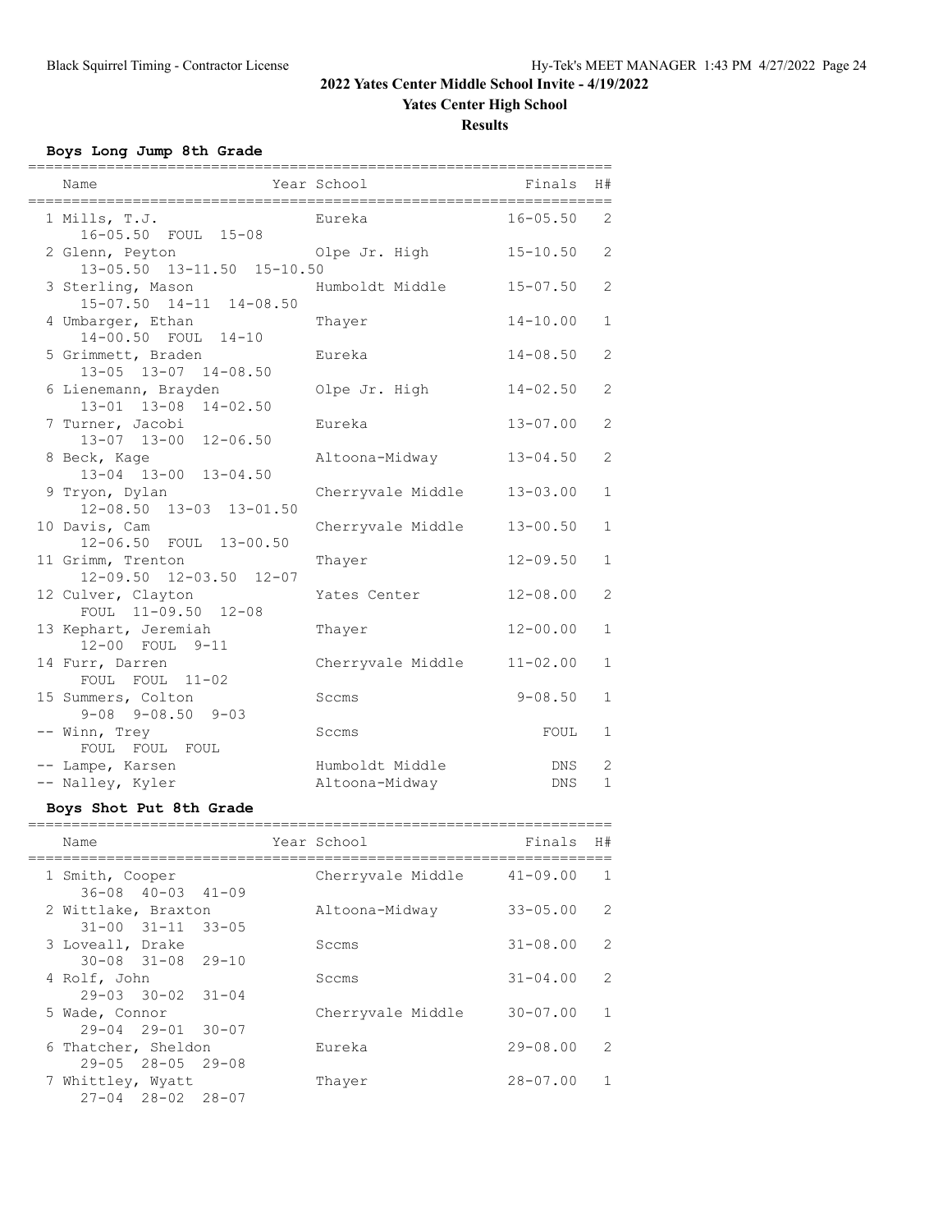# 2022 Yates Center Middle School Invite - 4/19/2022

## Yates Center High School

### Results

**Boys Long Jump 8th Grade**

| Name | Year School | Finals | H# |
|---|---|---|---|
| 1 Mills, T.J. | Eureka | 16-05.50 | 2 |
| 16-05.50 FOUL 15-08 | | | |
| 2 Glenn, Peyton | Olpe Jr. High | 15-10.50 | 2 |
| 13-05.50 13-11.50 15-10.50 | | | |
| 3 Sterling, Mason | Humboldt Middle | 15-07.50 | 2 |
| 15-07.50 14-11 14-08.50 | | | |
| 4 Umbarger, Ethan | Thayer | 14-10.00 | 1 |
| 14-00.50 FOUL 14-10 | | | |
| 5 Grimmett, Braden | Eureka | 14-08.50 | 2 |
| 13-05 13-07 14-08.50 | | | |
| 6 Lienemann, Brayden | Olpe Jr. High | 14-02.50 | 2 |
| 13-01 13-08 14-02.50 | | | |
| 7 Turner, Jacobi | Eureka | 13-07.00 | 2 |
| 13-07 13-00 12-06.50 | | | |
| 8 Beck, Kage | Altoona-Midway | 13-04.50 | 2 |
| 13-04 13-00 13-04.50 | | | |
| 9 Tryon, Dylan | Cherryvale Middle | 13-03.00 | 1 |
| 12-08.50 13-03 13-01.50 | | | |
| 10 Davis, Cam | Cherryvale Middle | 13-00.50 | 1 |
| 12-06.50 FOUL 13-00.50 | | | |
| 11 Grimm, Trenton | Thayer | 12-09.50 | 1 |
| 12-09.50 12-03.50 12-07 | | | |
| 12 Culver, Clayton | Yates Center | 12-08.00 | 2 |
| FOUL 11-09.50 12-08 | | | |
| 13 Kephart, Jeremiah | Thayer | 12-00.00 | 1 |
| 12-00 FOUL 9-11 | | | |
| 14 Furr, Darren | Cherryvale Middle | 11-02.00 | 1 |
| FOUL FOUL 11-02 | | | |
| 15 Summers, Colton | Sccms | 9-08.50 | 1 |
| 9-08 9-08.50 9-03 | | | |
| -- Winn, Trey | Sccms | FOUL | 1 |
| FOUL FOUL FOUL | | | |
| -- Lampe, Karsen | Humboldt Middle | DNS | 2 |
| -- Nalley, Kyler | Altoona-Midway | DNS | 1 |

**Boys Shot Put 8th Grade**

| Name | Year School | Finals | H# |
|---|---|---|---|
| 1 Smith, Cooper | Cherryvale Middle | 41-09.00 | 1 |
| 36-08 40-03 41-09 | | | |
| 2 Wittlake, Braxton | Altoona-Midway | 33-05.00 | 2 |
| 31-00 31-11 33-05 | | | |
| 3 Loveall, Drake | Sccms | 31-08.00 | 2 |
| 30-08 31-08 29-10 | | | |
| 4 Rolf, John | Sccms | 31-04.00 | 2 |
| 29-03 30-02 31-04 | | | |
| 5 Wade, Connor | Cherryvale Middle | 30-07.00 | 1 |
| 29-04 29-01 30-07 | | | |
| 6 Thatcher, Sheldon | Eureka | 29-08.00 | 2 |
| 29-05 28-05 29-08 | | | |
| 7 Whittley, Wyatt | Thayer | 28-07.00 | 1 |
| 27-04 28-02 28-07 | | | |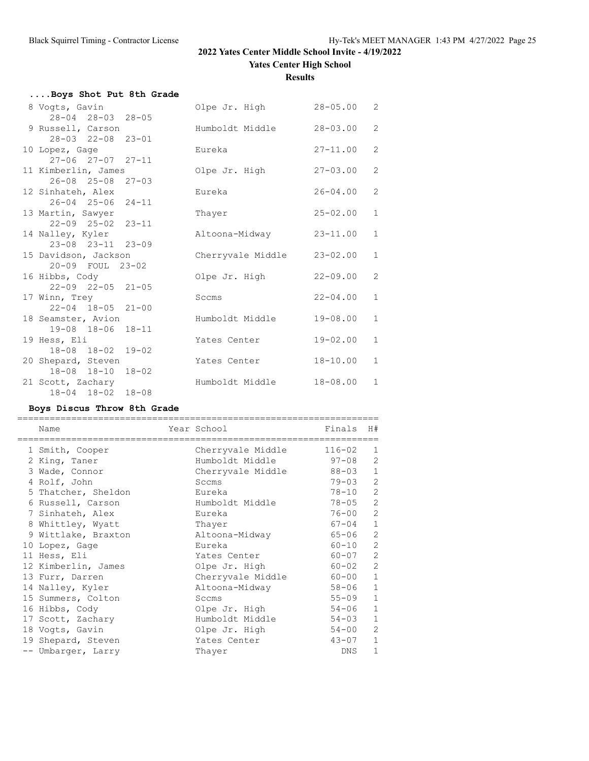## 2022 Yates Center Middle School Invite - 4/19/2022

**Yates Center High School**

**Results**

### ....Boys Shot Put 8th Grade

| Place | Name | School | Finals | H# |
|---|---|---|---|---|
| 8 | Vogts, Gavin | Olpe Jr. High | 28-05.00 | 2 |
| | 28-04 28-03 28-05 | | | |
| 9 | Russell, Carson | Humboldt Middle | 28-03.00 | 2 |
| | 28-03 22-08 23-01 | | | |
| 10 | Lopez, Gage | Eureka | 27-11.00 | 2 |
| | 27-06 27-07 27-11 | | | |
| 11 | Kimberlin, James | Olpe Jr. High | 27-03.00 | 2 |
| | 26-08 25-08 27-03 | | | |
| 12 | Sinhateh, Alex | Eureka | 26-04.00 | 2 |
| | 26-04 25-06 24-11 | | | |
| 13 | Martin, Sawyer | Thayer | 25-02.00 | 1 |
| | 22-09 25-02 23-11 | | | |
| 14 | Nalley, Kyler | Altoona-Midway | 23-11.00 | 1 |
| | 23-08 23-11 23-09 | | | |
| 15 | Davidson, Jackson | Cherryvale Middle | 23-02.00 | 1 |
| | 20-09 FOUL 23-02 | | | |
| 16 | Hibbs, Cody | Olpe Jr. High | 22-09.00 | 2 |
| | 22-09 22-05 21-05 | | | |
| 17 | Winn, Trey | Sccms | 22-04.00 | 1 |
| | 22-04 18-05 21-00 | | | |
| 18 | Seamster, Avion | Humboldt Middle | 19-08.00 | 1 |
| | 19-08 18-06 18-11 | | | |
| 19 | Hess, Eli | Yates Center | 19-02.00 | 1 |
| | 18-08 18-02 19-02 | | | |
| 20 | Shepard, Steven | Yates Center | 18-10.00 | 1 |
| | 18-08 18-10 18-02 | | | |
| 21 | Scott, Zachary | Humboldt Middle | 18-08.00 | 1 |
| | 18-04 18-02 18-08 | | | |

### Boys Discus Throw 8th Grade

| Place | Name | Year School | Finals | H# |
|---|---|---|---|---|
| 1 | Smith, Cooper | Cherryvale Middle | 116-02 | 1 |
| 2 | King, Taner | Humboldt Middle | 97-08 | 2 |
| 3 | Wade, Connor | Cherryvale Middle | 88-03 | 1 |
| 4 | Rolf, John | Sccms | 79-03 | 2 |
| 5 | Thatcher, Sheldon | Eureka | 78-10 | 2 |
| 6 | Russell, Carson | Humboldt Middle | 78-05 | 2 |
| 7 | Sinhateh, Alex | Eureka | 76-00 | 2 |
| 8 | Whittley, Wyatt | Thayer | 67-04 | 1 |
| 9 | Wittlake, Braxton | Altoona-Midway | 65-06 | 2 |
| 10 | Lopez, Gage | Eureka | 60-10 | 2 |
| 11 | Hess, Eli | Yates Center | 60-07 | 2 |
| 12 | Kimberlin, James | Olpe Jr. High | 60-02 | 2 |
| 13 | Furr, Darren | Cherryvale Middle | 60-00 | 1 |
| 14 | Nalley, Kyler | Altoona-Midway | 58-06 | 1 |
| 15 | Summers, Colton | Sccms | 55-09 | 1 |
| 16 | Hibbs, Cody | Olpe Jr. High | 54-06 | 1 |
| 17 | Scott, Zachary | Humboldt Middle | 54-03 | 1 |
| 18 | Vogts, Gavin | Olpe Jr. High | 54-00 | 2 |
| 19 | Shepard, Steven | Yates Center | 43-07 | 1 |
| -- | Umbarger, Larry | Thayer | DNS | 1 |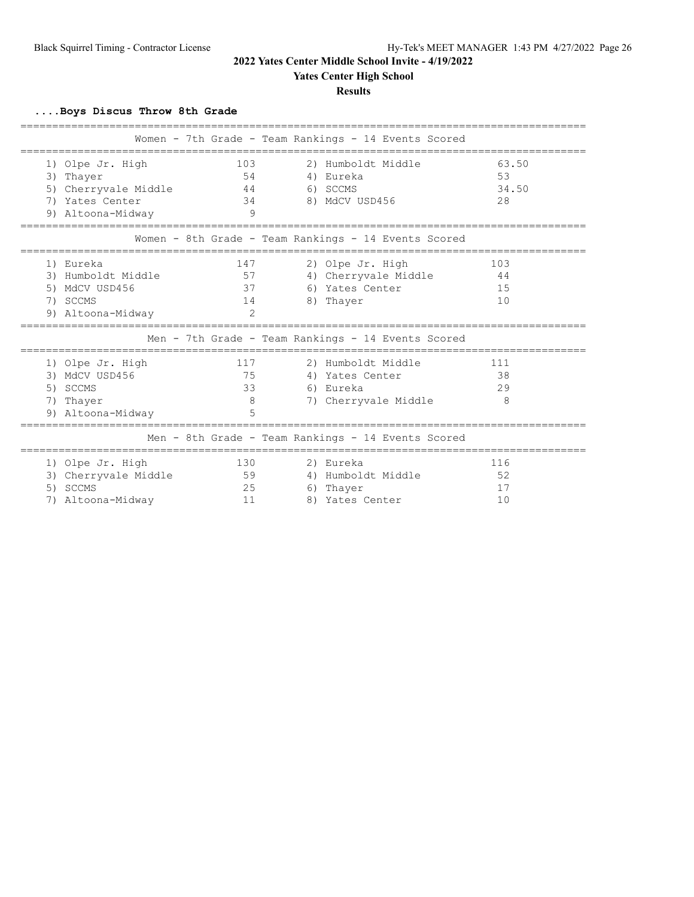## 2022 Yates Center Middle School Invite - 4/19/2022

### Yates Center High School

### Results

**....Boys Discus Throw 8th Grade**

**Women - 7th Grade - Team Rankings - 14 Events Scored**

| | | | |
|---|---|---|---|
| 1) Olpe Jr. High | 103 | 2) Humboldt Middle | 63.50 |
| 3) Thayer | 54 | 4) Eureka | 53 |
| 5) Cherryvale Middle | 44 | 6) SCCMS | 34.50 |
| 7) Yates Center | 34 | 8) MdCV USD456 | 28 |
| 9) Altoona-Midway | 9 | | |

**Women - 8th Grade - Team Rankings - 14 Events Scored**

| | | | |
|---|---|---|---|
| 1) Eureka | 147 | 2) Olpe Jr. High | 103 |
| 3) Humboldt Middle | 57 | 4) Cherryvale Middle | 44 |
| 5) MdCV USD456 | 37 | 6) Yates Center | 15 |
| 7) SCCMS | 14 | 8) Thayer | 10 |
| 9) Altoona-Midway | 2 | | |

**Men - 7th Grade - Team Rankings - 14 Events Scored**

| | | | |
|---|---|---|---|
| 1) Olpe Jr. High | 117 | 2) Humboldt Middle | 111 |
| 3) MdCV USD456 | 75 | 4) Yates Center | 38 |
| 5) SCCMS | 33 | 6) Eureka | 29 |
| 7) Thayer | 8 | 7) Cherryvale Middle | 8 |
| 9) Altoona-Midway | 5 | | |

**Men - 8th Grade - Team Rankings - 14 Events Scored**

| | | | |
|---|---|---|---|
| 1) Olpe Jr. High | 130 | 2) Eureka | 116 |
| 3) Cherryvale Middle | 59 | 4) Humboldt Middle | 52 |
| 5) SCCMS | 25 | 6) Thayer | 17 |
| 7) Altoona-Midway | 11 | 8) Yates Center | 10 |